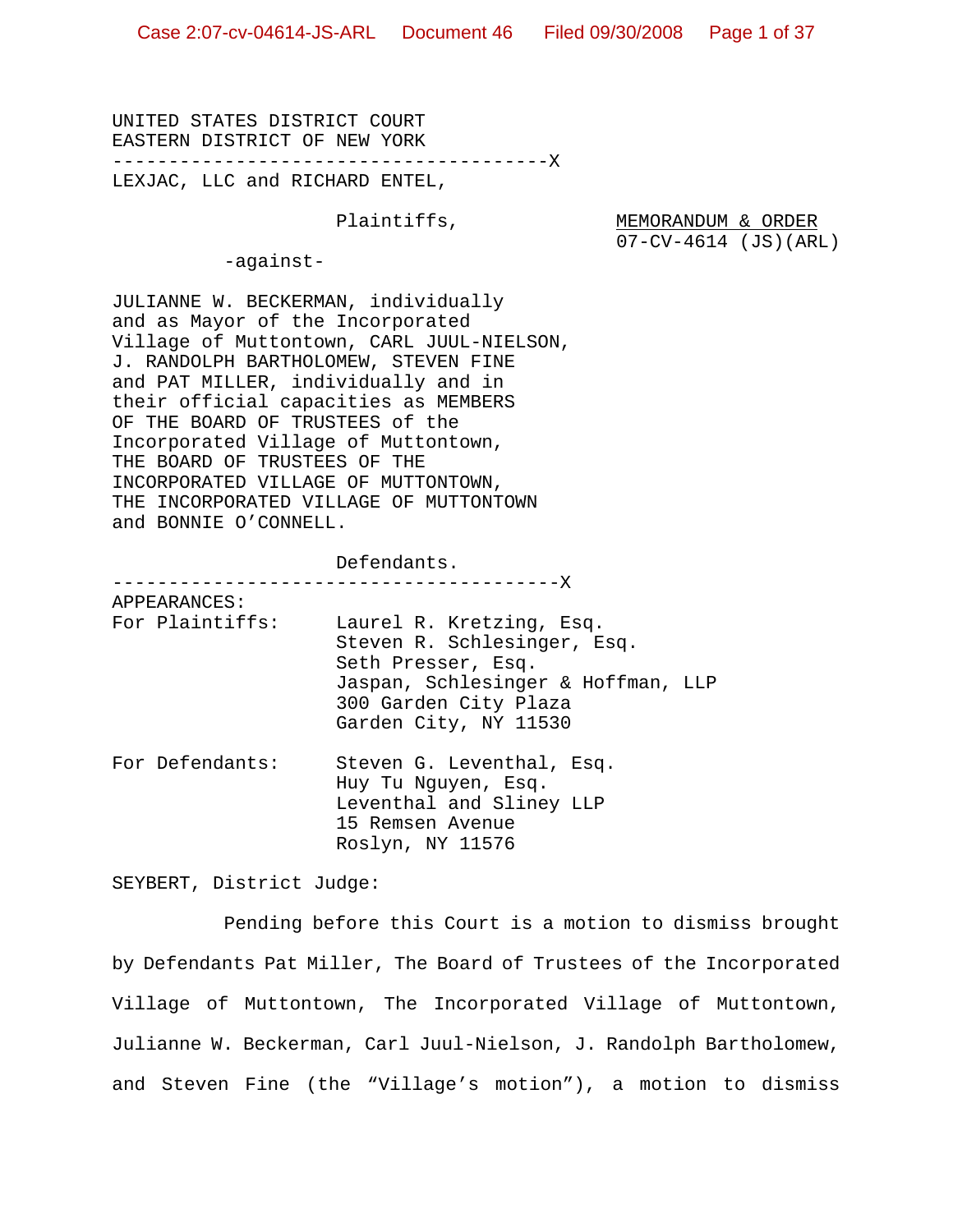UNITED STATES DISTRICT COURT
EASTERN DISTRICT OF NEW YORK
----------------------------------------X
LEXJAC, LLC and RICHARD ENTEL,

Plaintiffs,

-against-

**MEMORANDUM & ORDER**
07-CV-4614 (JS)(ARL)

JULIANNE W. BECKERMAN, individually and as Mayor of the Incorporated Village of Muttontown, CARL JUUL-NIELSON, J. RANDOLPH BARTHOLOMEW, STEVEN FINE and PAT MILLER, individually and in their official capacities as MEMBERS OF THE BOARD OF TRUSTEES of the Incorporated Village of Muttontown, THE BOARD OF TRUSTEES OF THE INCORPORATED VILLAGE OF MUTTONTOWN, THE INCORPORATED VILLAGE OF MUTTONTOWN and BONNIE O'CONNELL.

Defendants.
----------------------------------------X

APPEARANCES:

For Plaintiffs:
Laurel R. Kretzing, Esq.
Steven R. Schlesinger, Esq.
Seth Presser, Esq.
Jaspan, Schlesinger & Hoffman, LLP
300 Garden City Plaza
Garden City, NY 11530

For Defendants:
Steven G. Leventhal, Esq.
Huy Tu Nguyen, Esq.
Leventhal and Sliney LLP
15 Remsen Avenue
Roslyn, NY 11576

SEYBERT, District Judge:

Pending before this Court is a motion to dismiss brought by Defendants Pat Miller, The Board of Trustees of the Incorporated Village of Muttontown, The Incorporated Village of Muttontown, Julianne W. Beckerman, Carl Juul-Nielson, J. Randolph Bartholomew, and Steven Fine (the "Village's motion"), a motion to dismiss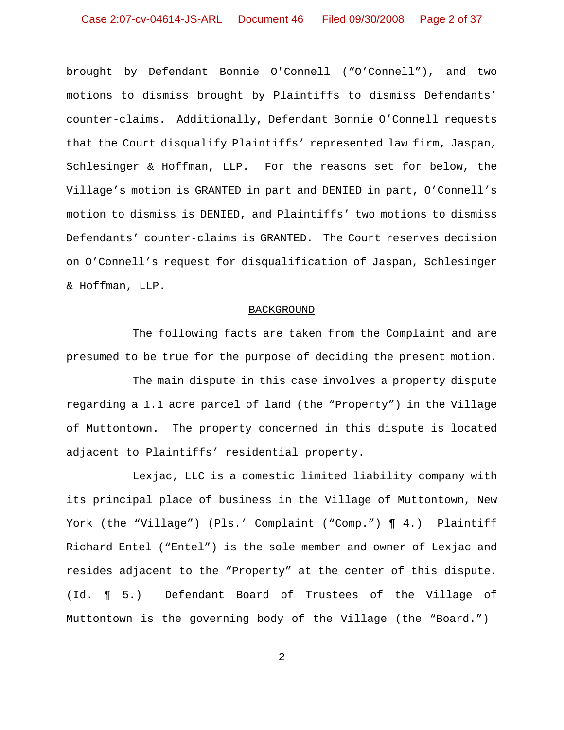brought by Defendant Bonnie O'Connell ("O'Connell"), and two motions to dismiss brought by Plaintiffs to dismiss Defendants' counter-claims. Additionally, Defendant Bonnie O'Connell requests that the Court disqualify Plaintiffs' represented law firm, Jaspan, Schlesinger & Hoffman, LLP. For the reasons set for below, the Village's motion is GRANTED in part and DENIED in part, O'Connell's motion to dismiss is DENIED, and Plaintiffs' two motions to dismiss Defendants' counter-claims is GRANTED. The Court reserves decision on O'Connell's request for disqualification of Jaspan, Schlesinger & Hoffman, LLP.

## BACKGROUND

The following facts are taken from the Complaint and are presumed to be true for the purpose of deciding the present motion.

The main dispute in this case involves a property dispute regarding a 1.1 acre parcel of land (the "Property") in the Village of Muttontown. The property concerned in this dispute is located adjacent to Plaintiffs' residential property.

Lexjac, LLC is a domestic limited liability company with its principal place of business in the Village of Muttontown, New York (the "Village") (Pls.' Complaint ("Comp.") ¶ 4.) Plaintiff Richard Entel ("Entel") is the sole member and owner of Lexjac and resides adjacent to the "Property" at the center of this dispute. (Id. ¶ 5.) Defendant Board of Trustees of the Village of Muttontown is the governing body of the Village (the "Board.")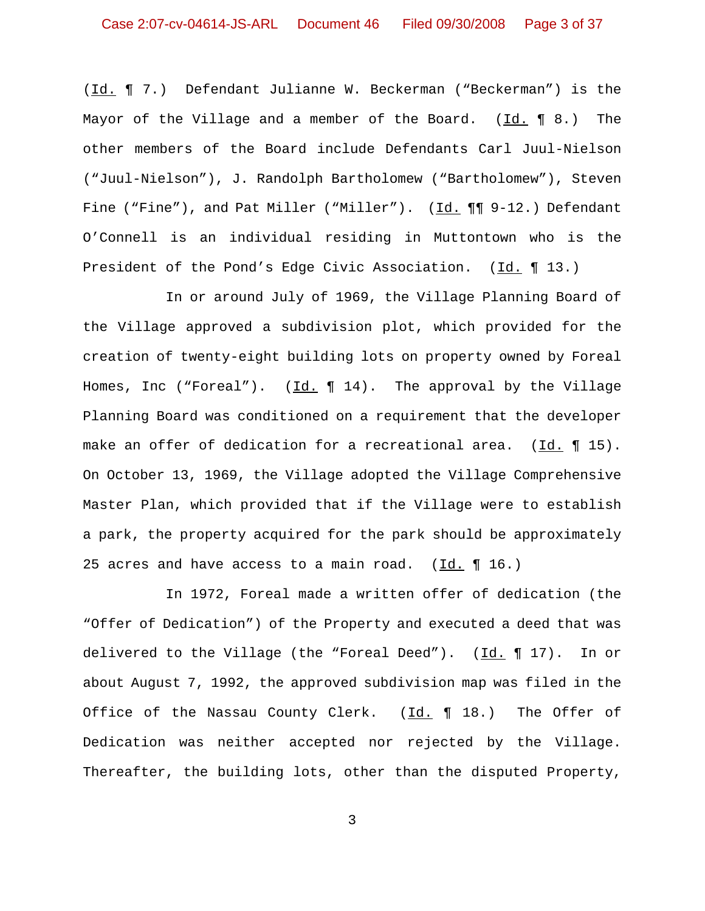(*Id.* ¶ 7.) Defendant Julianne W. Beckerman ("Beckerman") is the Mayor of the Village and a member of the Board. (*Id.* ¶ 8.) The other members of the Board include Defendants Carl Juul-Nielson ("Juul-Nielson"), J. Randolph Bartholomew ("Bartholomew"), Steven Fine ("Fine"), and Pat Miller ("Miller"). (*Id.* ¶¶ 9-12.) Defendant O'Connell is an individual residing in Muttontown who is the President of the Pond's Edge Civic Association. (*Id.* ¶ 13.)

In or around July of 1969, the Village Planning Board of the Village approved a subdivision plot, which provided for the creation of twenty-eight building lots on property owned by Foreal Homes, Inc ("Foreal"). (*Id.* ¶ 14). The approval by the Village Planning Board was conditioned on a requirement that the developer make an offer of dedication for a recreational area. (*Id.* ¶ 15). On October 13, 1969, the Village adopted the Village Comprehensive Master Plan, which provided that if the Village were to establish a park, the property acquired for the park should be approximately 25 acres and have access to a main road. (*Id.* ¶ 16.)

In 1972, Foreal made a written offer of dedication (the "Offer of Dedication") of the Property and executed a deed that was delivered to the Village (the "Foreal Deed"). (*Id.* ¶ 17). In or about August 7, 1992, the approved subdivision map was filed in the Office of the Nassau County Clerk. (*Id.* ¶ 18.) The Offer of Dedication was neither accepted nor rejected by the Village. Thereafter, the building lots, other than the disputed Property,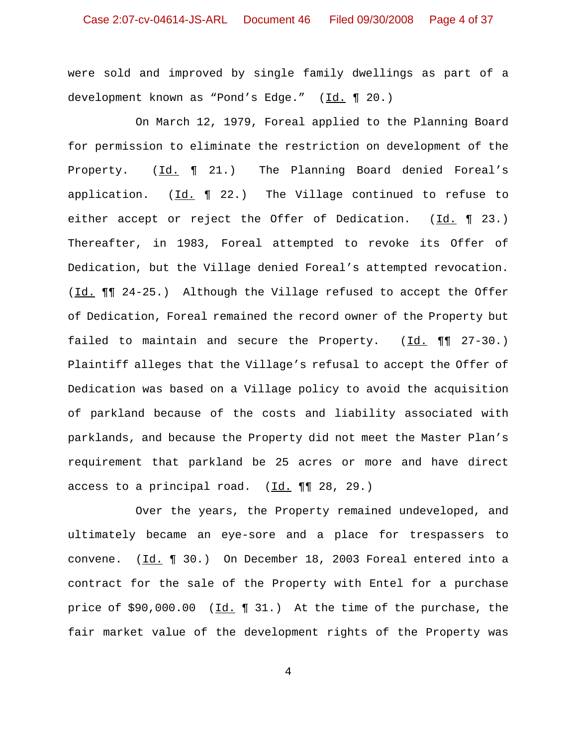were sold and improved by single family dwellings as part of a development known as "Pond's Edge." (Id. ¶ 20.)

On March 12, 1979, Foreal applied to the Planning Board for permission to eliminate the restriction on development of the Property. (Id. ¶ 21.) The Planning Board denied Foreal's application. (Id. ¶ 22.) The Village continued to refuse to either accept or reject the Offer of Dedication. (Id. ¶ 23.) Thereafter, in 1983, Foreal attempted to revoke its Offer of Dedication, but the Village denied Foreal's attempted revocation. (Id. ¶¶ 24-25.) Although the Village refused to accept the Offer of Dedication, Foreal remained the record owner of the Property but failed to maintain and secure the Property. (Id. ¶¶ 27-30.) Plaintiff alleges that the Village's refusal to accept the Offer of Dedication was based on a Village policy to avoid the acquisition of parkland because of the costs and liability associated with parklands, and because the Property did not meet the Master Plan's requirement that parkland be 25 acres or more and have direct access to a principal road. (Id. ¶¶ 28, 29.)

Over the years, the Property remained undeveloped, and ultimately became an eye-sore and a place for trespassers to convene. (Id. ¶ 30.) On December 18, 2003 Foreal entered into a contract for the sale of the Property with Entel for a purchase price of $90,000.00 (Id. ¶ 31.) At the time of the purchase, the fair market value of the development rights of the Property was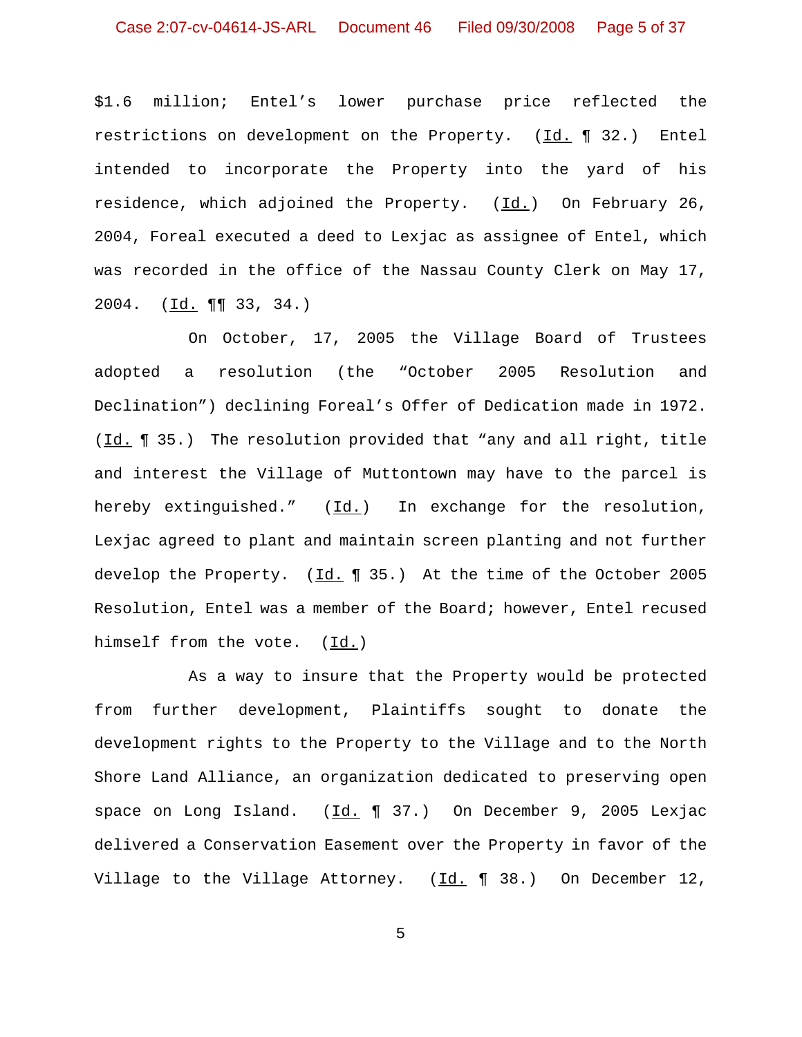$1.6 million; Entel's lower purchase price reflected the restrictions on development on the Property. (Id. ¶ 32.) Entel intended to incorporate the Property into the yard of his residence, which adjoined the Property. (Id.) On February 26, 2004, Foreal executed a deed to Lexjac as assignee of Entel, which was recorded in the office of the Nassau County Clerk on May 17, 2004. (Id. ¶¶ 33, 34.)

On October, 17, 2005 the Village Board of Trustees adopted a resolution (the "October 2005 Resolution and Declination") declining Foreal's Offer of Dedication made in 1972. (Id. ¶ 35.) The resolution provided that "any and all right, title and interest the Village of Muttontown may have to the parcel is hereby extinguished." (Id.) In exchange for the resolution, Lexjac agreed to plant and maintain screen planting and not further develop the Property. (Id. ¶ 35.) At the time of the October 2005 Resolution, Entel was a member of the Board; however, Entel recused himself from the vote. (Id.)

As a way to insure that the Property would be protected from further development, Plaintiffs sought to donate the development rights to the Property to the Village and to the North Shore Land Alliance, an organization dedicated to preserving open space on Long Island. (Id. ¶ 37.) On December 9, 2005 Lexjac delivered a Conservation Easement over the Property in favor of the Village to the Village Attorney. (Id. ¶ 38.) On December 12,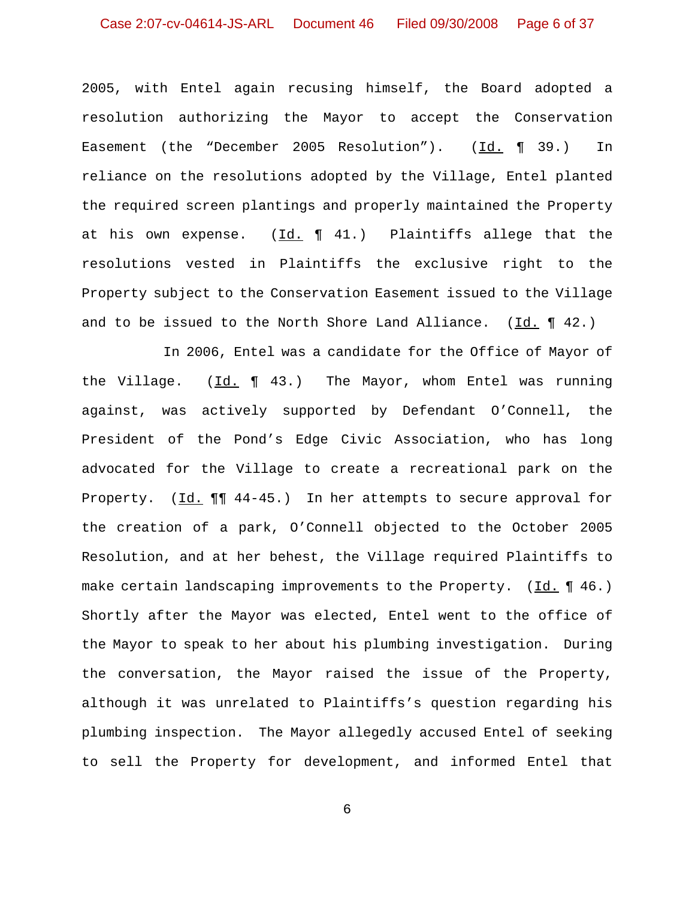2005, with Entel again recusing himself, the Board adopted a resolution authorizing the Mayor to accept the Conservation Easement (the "December 2005 Resolution"). (Id. ¶ 39.) In reliance on the resolutions adopted by the Village, Entel planted the required screen plantings and properly maintained the Property at his own expense. (Id. ¶ 41.) Plaintiffs allege that the resolutions vested in Plaintiffs the exclusive right to the Property subject to the Conservation Easement issued to the Village and to be issued to the North Shore Land Alliance. (Id. ¶ 42.)

In 2006, Entel was a candidate for the Office of Mayor of the Village. (Id. ¶ 43.) The Mayor, whom Entel was running against, was actively supported by Defendant O'Connell, the President of the Pond's Edge Civic Association, who has long advocated for the Village to create a recreational park on the Property. (Id. ¶¶ 44-45.) In her attempts to secure approval for the creation of a park, O'Connell objected to the October 2005 Resolution, and at her behest, the Village required Plaintiffs to make certain landscaping improvements to the Property. (Id. ¶ 46.) Shortly after the Mayor was elected, Entel went to the office of the Mayor to speak to her about his plumbing investigation. During the conversation, the Mayor raised the issue of the Property, although it was unrelated to Plaintiffs's question regarding his plumbing inspection. The Mayor allegedly accused Entel of seeking to sell the Property for development, and informed Entel that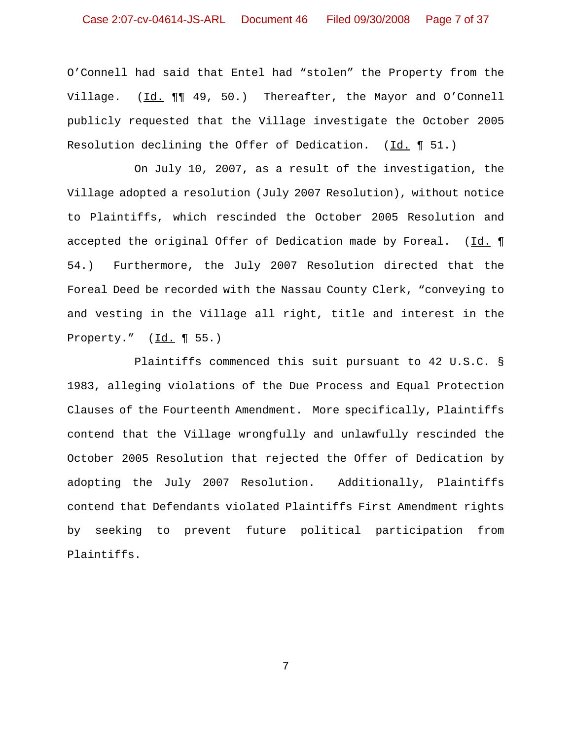O'Connell had said that Entel had "stolen" the Property from the Village. (Id. ¶¶ 49, 50.) Thereafter, the Mayor and O'Connell publicly requested that the Village investigate the October 2005 Resolution declining the Offer of Dedication. (Id. ¶ 51.)

On July 10, 2007, as a result of the investigation, the Village adopted a resolution (July 2007 Resolution), without notice to Plaintiffs, which rescinded the October 2005 Resolution and accepted the original Offer of Dedication made by Foreal. (Id. ¶ 54.) Furthermore, the July 2007 Resolution directed that the Foreal Deed be recorded with the Nassau County Clerk, "conveying to and vesting in the Village all right, title and interest in the Property." (Id. ¶ 55.)

Plaintiffs commenced this suit pursuant to 42 U.S.C. § 1983, alleging violations of the Due Process and Equal Protection Clauses of the Fourteenth Amendment. More specifically, Plaintiffs contend that the Village wrongfully and unlawfully rescinded the October 2005 Resolution that rejected the Offer of Dedication by adopting the July 2007 Resolution. Additionally, Plaintiffs contend that Defendants violated Plaintiffs First Amendment rights by seeking to prevent future political participation from Plaintiffs.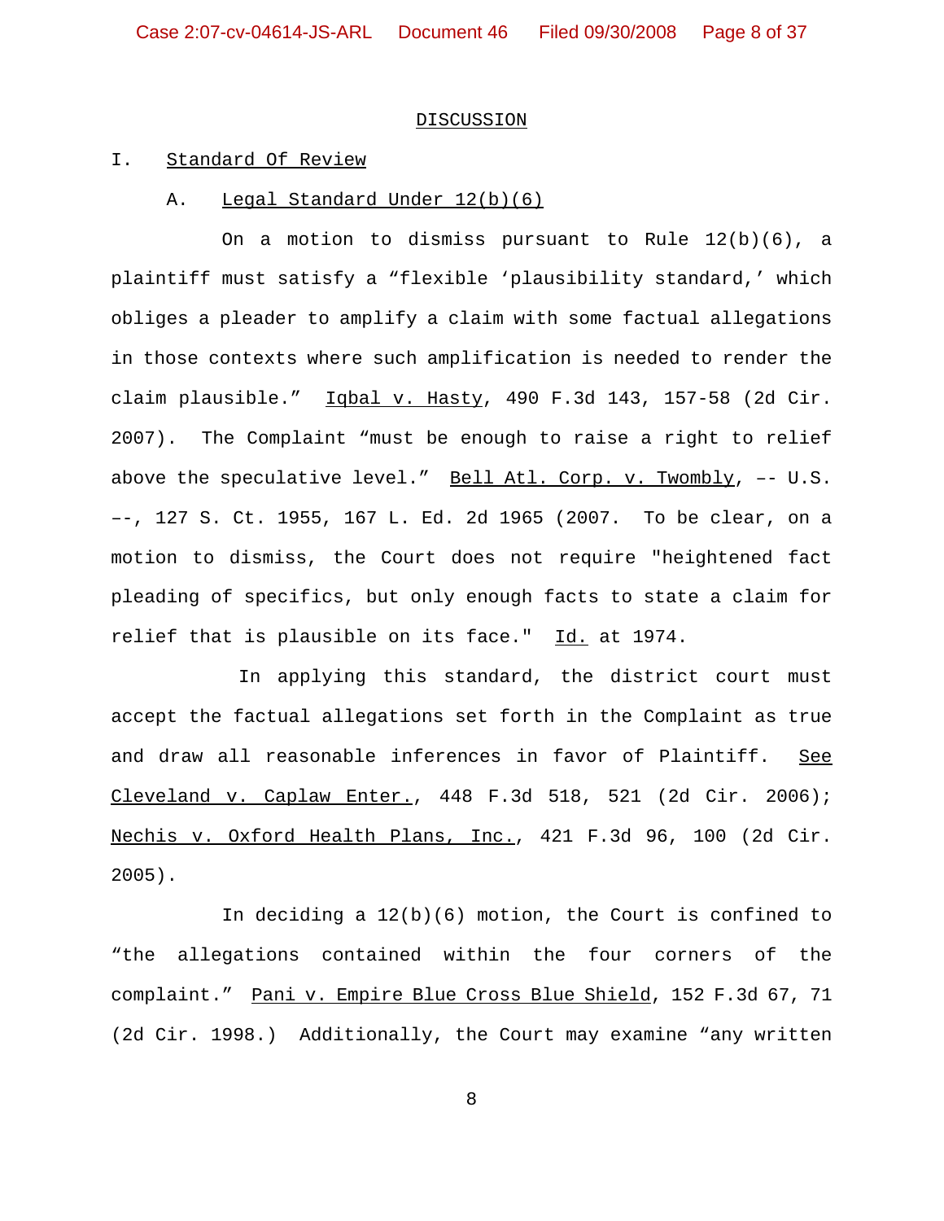## DISCUSSION

### I. Standard Of Review

#### A. Legal Standard Under 12(b)(6)

On a motion to dismiss pursuant to Rule 12(b)(6), a plaintiff must satisfy a "flexible 'plausibility standard,' which obliges a pleader to amplify a claim with some factual allegations in those contexts where such amplification is needed to render the claim plausible." Iqbal v. Hasty, 490 F.3d 143, 157-58 (2d Cir. 2007). The Complaint "must be enough to raise a right to relief above the speculative level." Bell Atl. Corp. v. Twombly, –- U.S. –-, 127 S. Ct. 1955, 167 L. Ed. 2d 1965 (2007. To be clear, on a motion to dismiss, the Court does not require "heightened fact pleading of specifics, but only enough facts to state a claim for relief that is plausible on its face." Id. at 1974.

In applying this standard, the district court must accept the factual allegations set forth in the Complaint as true and draw all reasonable inferences in favor of Plaintiff. See Cleveland v. Caplaw Enter., 448 F.3d 518, 521 (2d Cir. 2006); Nechis v. Oxford Health Plans, Inc., 421 F.3d 96, 100 (2d Cir. 2005).

In deciding a 12(b)(6) motion, the Court is confined to "the allegations contained within the four corners of the complaint." Pani v. Empire Blue Cross Blue Shield, 152 F.3d 67, 71 (2d Cir. 1998.) Additionally, the Court may examine "any written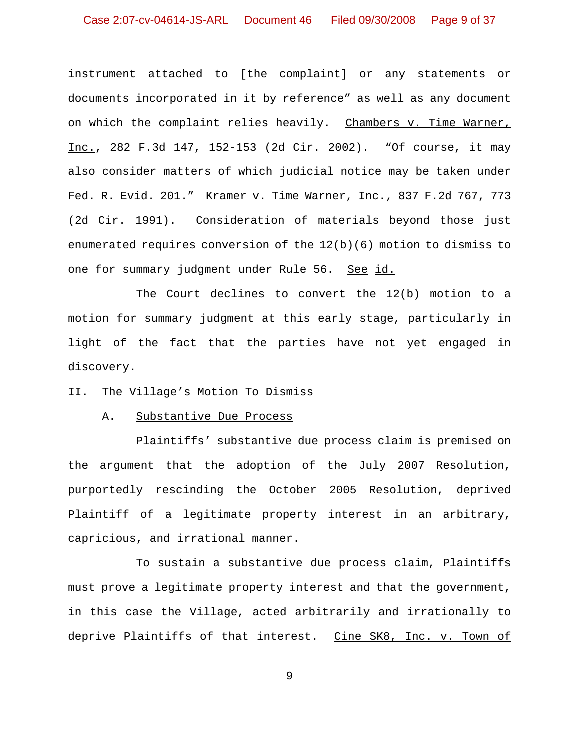instrument attached to [the complaint] or any statements or documents incorporated in it by reference" as well as any document on which the complaint relies heavily. Chambers v. Time Warner, Inc., 282 F.3d 147, 152-153 (2d Cir. 2002). "Of course, it may also consider matters of which judicial notice may be taken under Fed. R. Evid. 201." Kramer v. Time Warner, Inc., 837 F.2d 767, 773 (2d Cir. 1991). Consideration of materials beyond those just enumerated requires conversion of the 12(b)(6) motion to dismiss to one for summary judgment under Rule 56. See id.

The Court declines to convert the 12(b) motion to a motion for summary judgment at this early stage, particularly in light of the fact that the parties have not yet engaged in discovery.

II. The Village's Motion To Dismiss

A. Substantive Due Process

Plaintiffs' substantive due process claim is premised on the argument that the adoption of the July 2007 Resolution, purportedly rescinding the October 2005 Resolution, deprived Plaintiff of a legitimate property interest in an arbitrary, capricious, and irrational manner.

To sustain a substantive due process claim, Plaintiffs must prove a legitimate property interest and that the government, in this case the Village, acted arbitrarily and irrationally to deprive Plaintiffs of that interest. Cine SK8, Inc. v. Town of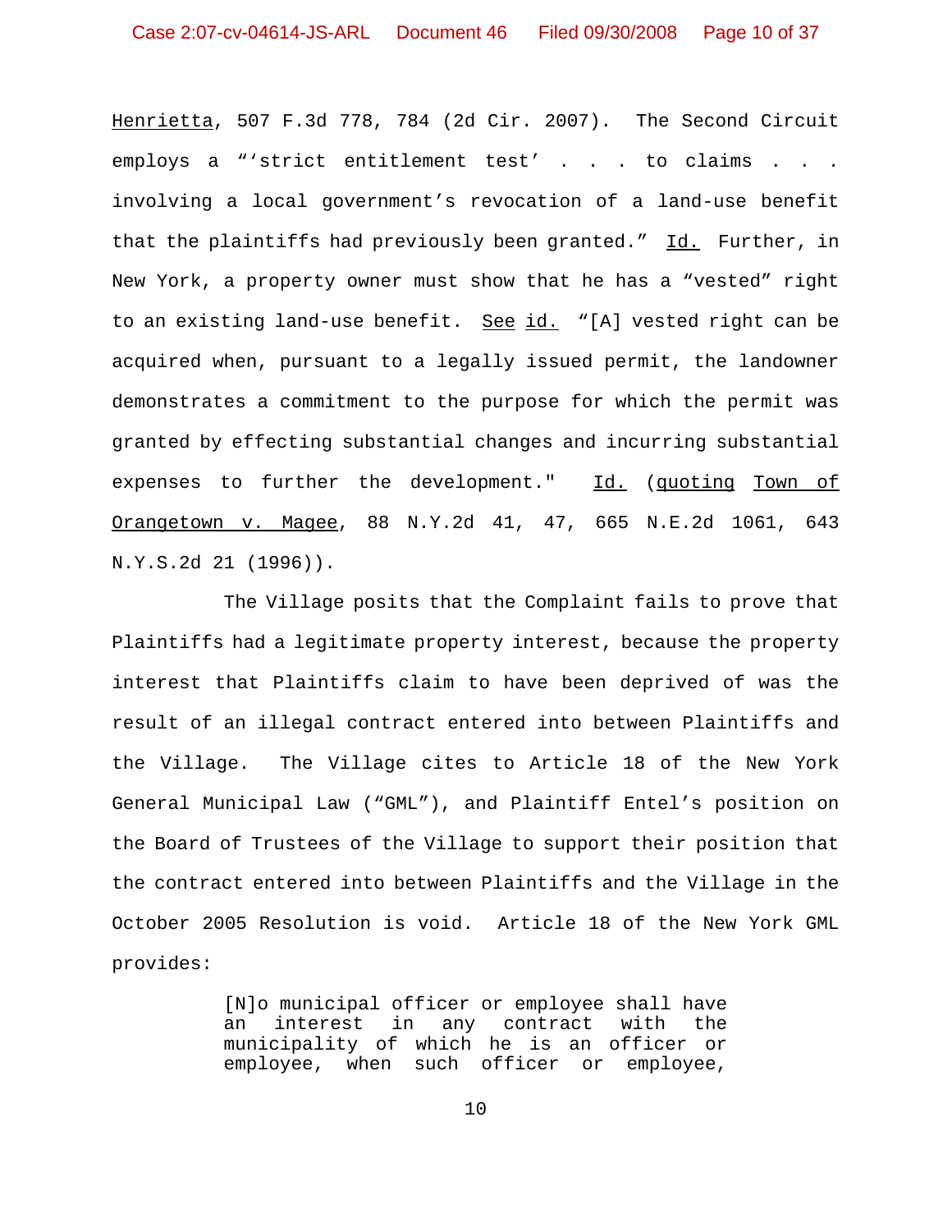Henrietta, 507 F.3d 778, 784 (2d Cir. 2007). The Second Circuit employs a "'strict entitlement test' . . . to claims . . . involving a local government's revocation of a land-use benefit that the plaintiffs had previously been granted." Id. Further, in New York, a property owner must show that he has a "vested" right to an existing land-use benefit. See id. "[A] vested right can be acquired when, pursuant to a legally issued permit, the landowner demonstrates a commitment to the purpose for which the permit was granted by effecting substantial changes and incurring substantial expenses to further the development." Id. (quoting Town of Orangetown v. Magee, 88 N.Y.2d 41, 47, 665 N.E.2d 1061, 643 N.Y.S.2d 21 (1996)).

The Village posits that the Complaint fails to prove that Plaintiffs had a legitimate property interest, because the property interest that Plaintiffs claim to have been deprived of was the result of an illegal contract entered into between Plaintiffs and the Village. The Village cites to Article 18 of the New York General Municipal Law ("GML"), and Plaintiff Entel's position on the Board of Trustees of the Village to support their position that the contract entered into between Plaintiffs and the Village in the October 2005 Resolution is void. Article 18 of the New York GML provides:

> [N]o municipal officer or employee shall have an interest in any contract with the municipality of which he is an officer or employee, when such officer or employee,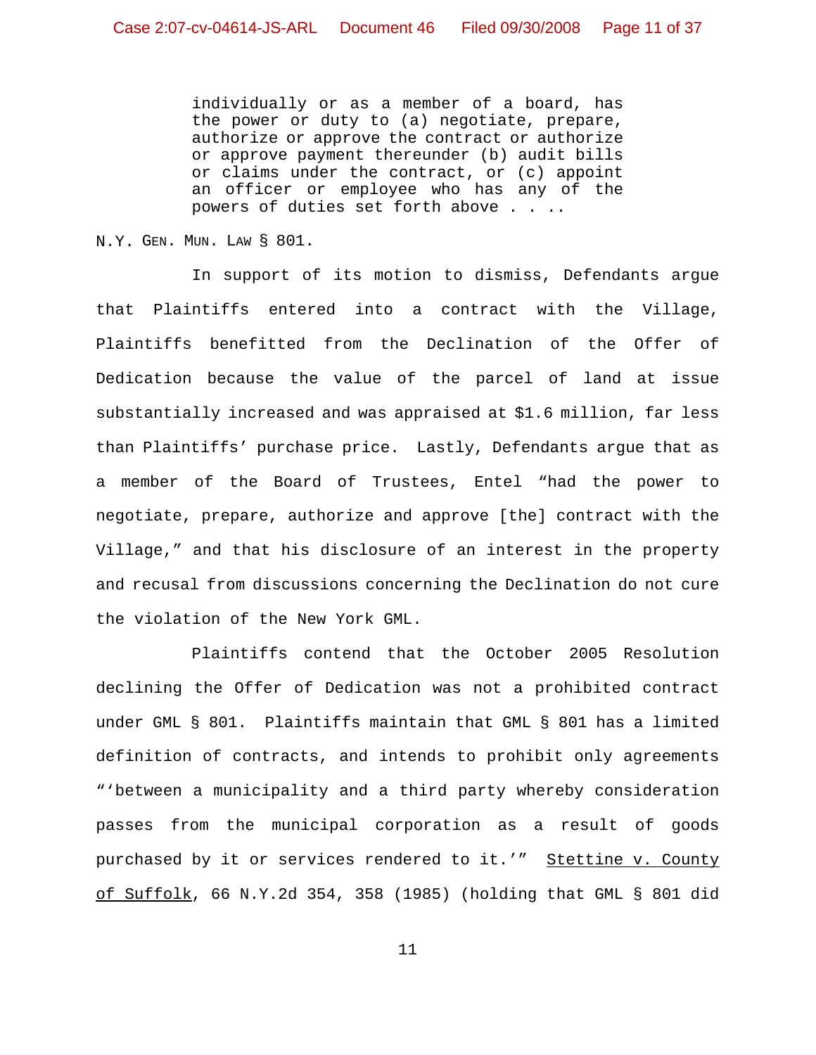> individually or as a member of a board, has the power or duty to (a) negotiate, prepare, authorize or approve the contract or authorize or approve payment thereunder (b) audit bills or claims under the contract, or (c) appoint an officer or employee who has any of the powers of duties set forth above . . ..

N.Y. GEN. MUN. LAW § 801.

In support of its motion to dismiss, Defendants argue that Plaintiffs entered into a contract with the Village, Plaintiffs benefitted from the Declination of the Offer of Dedication because the value of the parcel of land at issue substantially increased and was appraised at $1.6 million, far less than Plaintiffs' purchase price. Lastly, Defendants argue that as a member of the Board of Trustees, Entel "had the power to negotiate, prepare, authorize and approve [the] contract with the Village," and that his disclosure of an interest in the property and recusal from discussions concerning the Declination do not cure the violation of the New York GML.

Plaintiffs contend that the October 2005 Resolution declining the Offer of Dedication was not a prohibited contract under GML § 801. Plaintiffs maintain that GML § 801 has a limited definition of contracts, and intends to prohibit only agreements "'between a municipality and a third party whereby consideration passes from the municipal corporation as a result of goods purchased by it or services rendered to it.'" Stettine v. County of Suffolk, 66 N.Y.2d 354, 358 (1985) (holding that GML § 801 did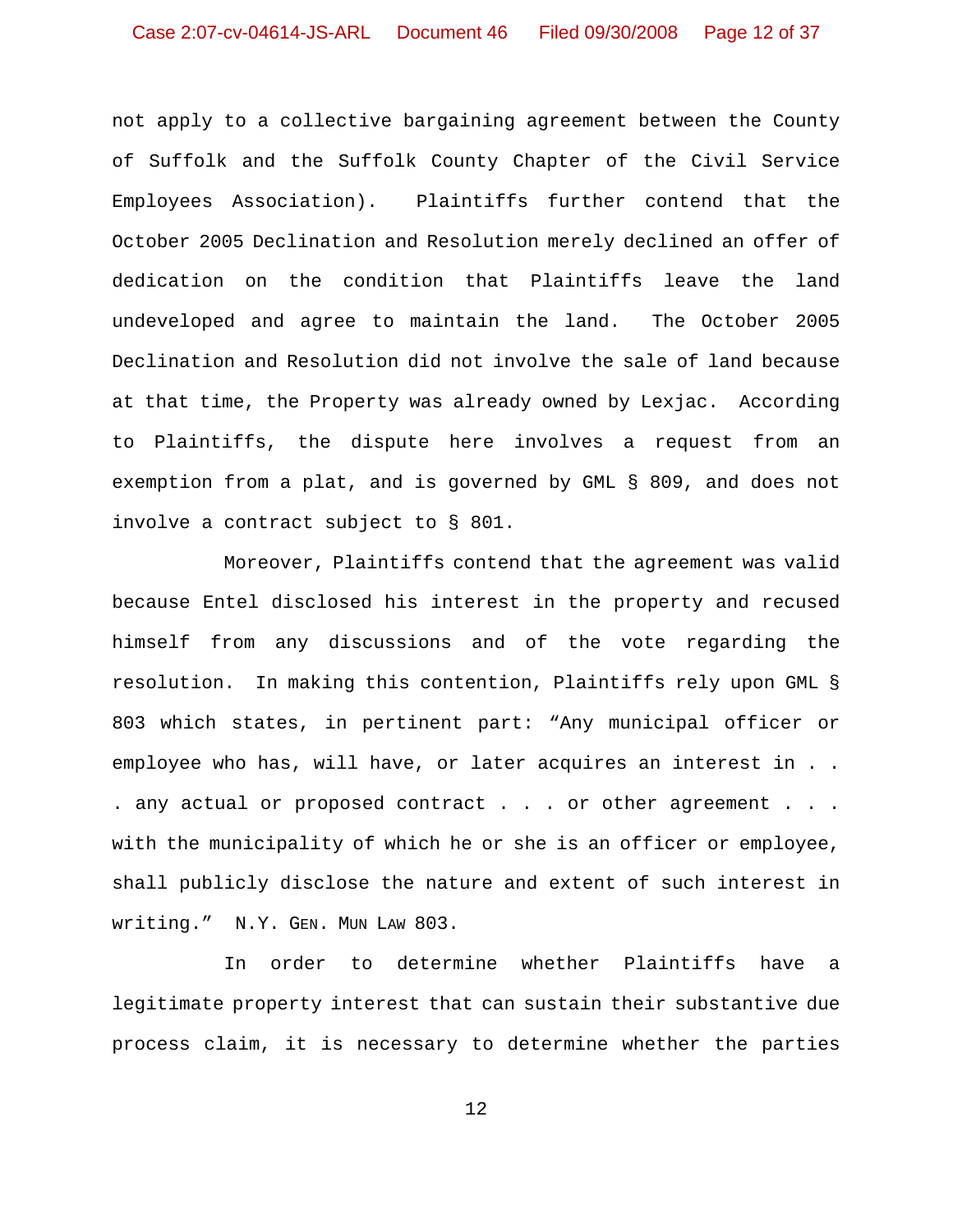not apply to a collective bargaining agreement between the County of Suffolk and the Suffolk County Chapter of the Civil Service Employees Association). Plaintiffs further contend that the October 2005 Declination and Resolution merely declined an offer of dedication on the condition that Plaintiffs leave the land undeveloped and agree to maintain the land. The October 2005 Declination and Resolution did not involve the sale of land because at that time, the Property was already owned by Lexjac. According to Plaintiffs, the dispute here involves a request from an exemption from a plat, and is governed by GML § 809, and does not involve a contract subject to § 801.

Moreover, Plaintiffs contend that the agreement was valid because Entel disclosed his interest in the property and recused himself from any discussions and of the vote regarding the resolution. In making this contention, Plaintiffs rely upon GML § 803 which states, in pertinent part: "Any municipal officer or employee who has, will have, or later acquires an interest in . . . any actual or proposed contract . . . or other agreement . . . with the municipality of which he or she is an officer or employee, shall publicly disclose the nature and extent of such interest in writing." N.Y. GEN. MUN LAW 803.

In order to determine whether Plaintiffs have a legitimate property interest that can sustain their substantive due process claim, it is necessary to determine whether the parties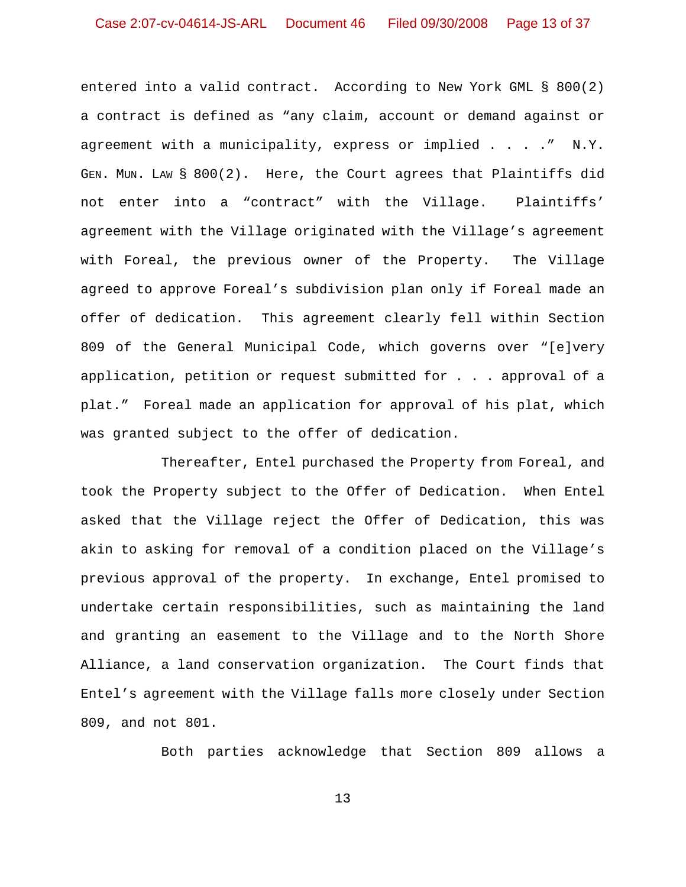entered into a valid contract. According to New York GML § 800(2) a contract is defined as "any claim, account or demand against or agreement with a municipality, express or implied . . . ." N.Y. GEN. MUN. LAW § 800(2). Here, the Court agrees that Plaintiffs did not enter into a "contract" with the Village. Plaintiffs' agreement with the Village originated with the Village's agreement with Foreal, the previous owner of the Property. The Village agreed to approve Foreal's subdivision plan only if Foreal made an offer of dedication. This agreement clearly fell within Section 809 of the General Municipal Code, which governs over "[e]very application, petition or request submitted for . . . approval of a plat." Foreal made an application for approval of his plat, which was granted subject to the offer of dedication.

Thereafter, Entel purchased the Property from Foreal, and took the Property subject to the Offer of Dedication. When Entel asked that the Village reject the Offer of Dedication, this was akin to asking for removal of a condition placed on the Village's previous approval of the property. In exchange, Entel promised to undertake certain responsibilities, such as maintaining the land and granting an easement to the Village and to the North Shore Alliance, a land conservation organization. The Court finds that Entel's agreement with the Village falls more closely under Section 809, and not 801.

Both parties acknowledge that Section 809 allows a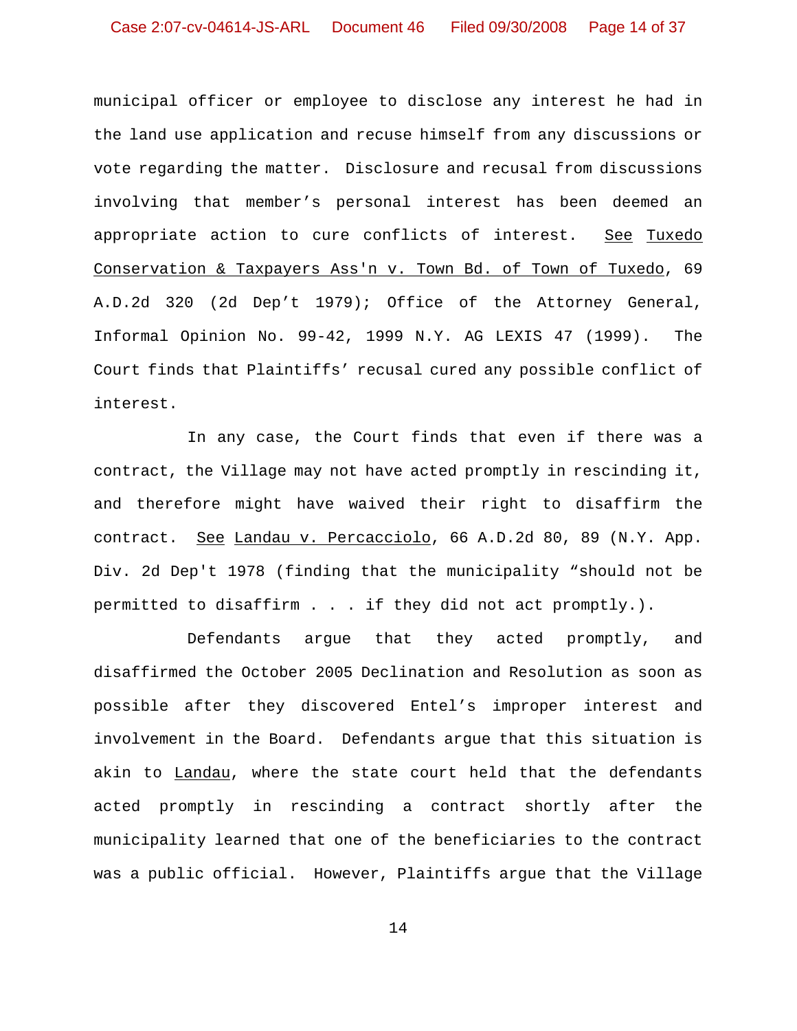municipal officer or employee to disclose any interest he had in the land use application and recuse himself from any discussions or vote regarding the matter. Disclosure and recusal from discussions involving that member's personal interest has been deemed an appropriate action to cure conflicts of interest. See Tuxedo Conservation & Taxpayers Ass'n v. Town Bd. of Town of Tuxedo, 69 A.D.2d 320 (2d Dep't 1979); Office of the Attorney General, Informal Opinion No. 99-42, 1999 N.Y. AG LEXIS 47 (1999). The Court finds that Plaintiffs' recusal cured any possible conflict of interest.

In any case, the Court finds that even if there was a contract, the Village may not have acted promptly in rescinding it, and therefore might have waived their right to disaffirm the contract. See Landau v. Percacciolo, 66 A.D.2d 80, 89 (N.Y. App. Div. 2d Dep't 1978 (finding that the municipality "should not be permitted to disaffirm . . . if they did not act promptly.).

Defendants argue that they acted promptly, and disaffirmed the October 2005 Declination and Resolution as soon as possible after they discovered Entel's improper interest and involvement in the Board. Defendants argue that this situation is akin to Landau, where the state court held that the defendants acted promptly in rescinding a contract shortly after the municipality learned that one of the beneficiaries to the contract was a public official. However, Plaintiffs argue that the Village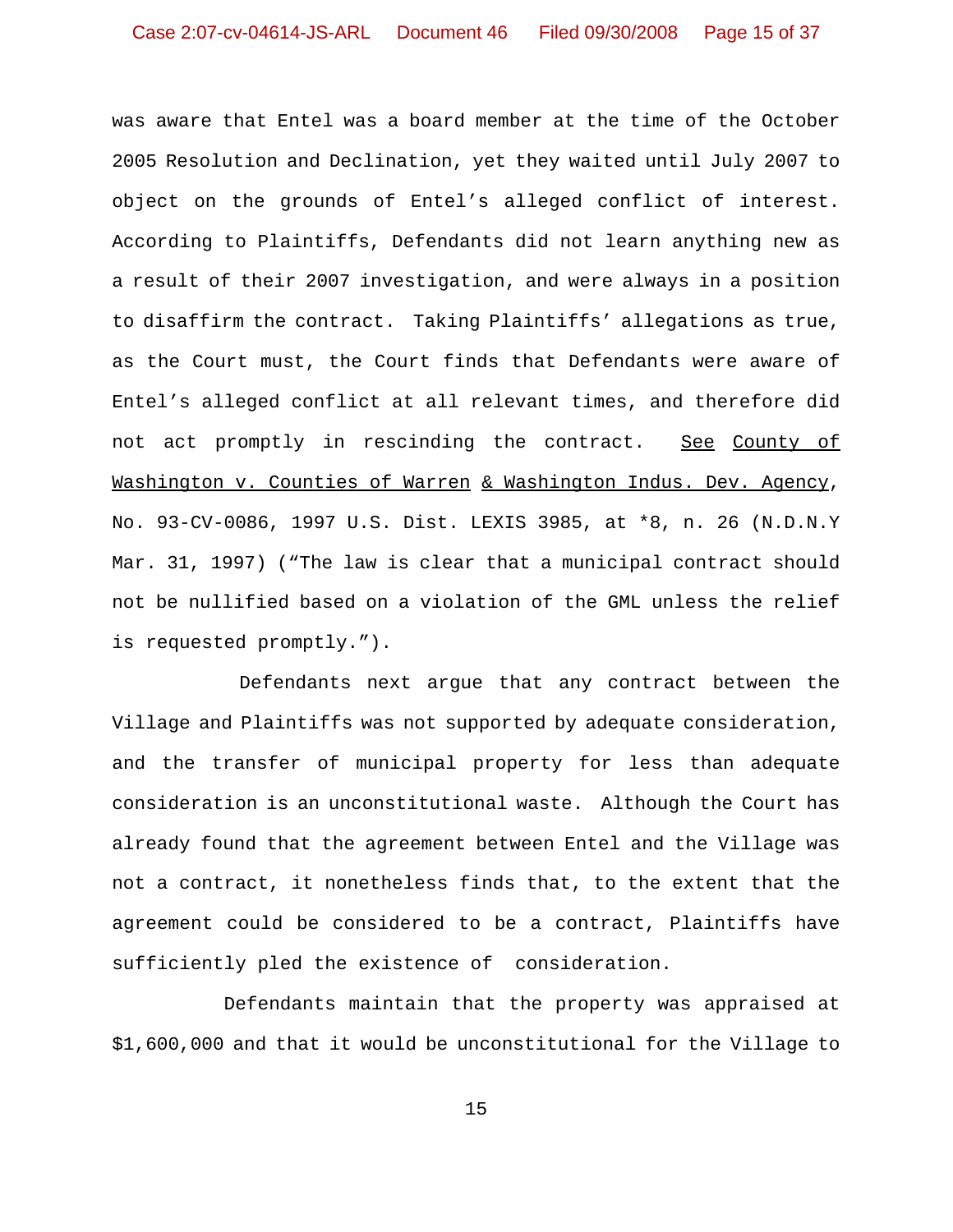was aware that Entel was a board member at the time of the October 2005 Resolution and Declination, yet they waited until July 2007 to object on the grounds of Entel's alleged conflict of interest. According to Plaintiffs, Defendants did not learn anything new as a result of their 2007 investigation, and were always in a position to disaffirm the contract. Taking Plaintiffs' allegations as true, as the Court must, the Court finds that Defendants were aware of Entel's alleged conflict at all relevant times, and therefore did not act promptly in rescinding the contract. See County of Washington v. Counties of Warren & Washington Indus. Dev. Agency, No. 93-CV-0086, 1997 U.S. Dist. LEXIS 3985, at *8, n. 26 (N.D.N.Y Mar. 31, 1997) ("The law is clear that a municipal contract should not be nullified based on a violation of the GML unless the relief is requested promptly.").

Defendants next argue that any contract between the Village and Plaintiffs was not supported by adequate consideration, and the transfer of municipal property for less than adequate consideration is an unconstitutional waste. Although the Court has already found that the agreement between Entel and the Village was not a contract, it nonetheless finds that, to the extent that the agreement could be considered to be a contract, Plaintiffs have sufficiently pled the existence of consideration.

Defendants maintain that the property was appraised at $1,600,000 and that it would be unconstitutional for the Village to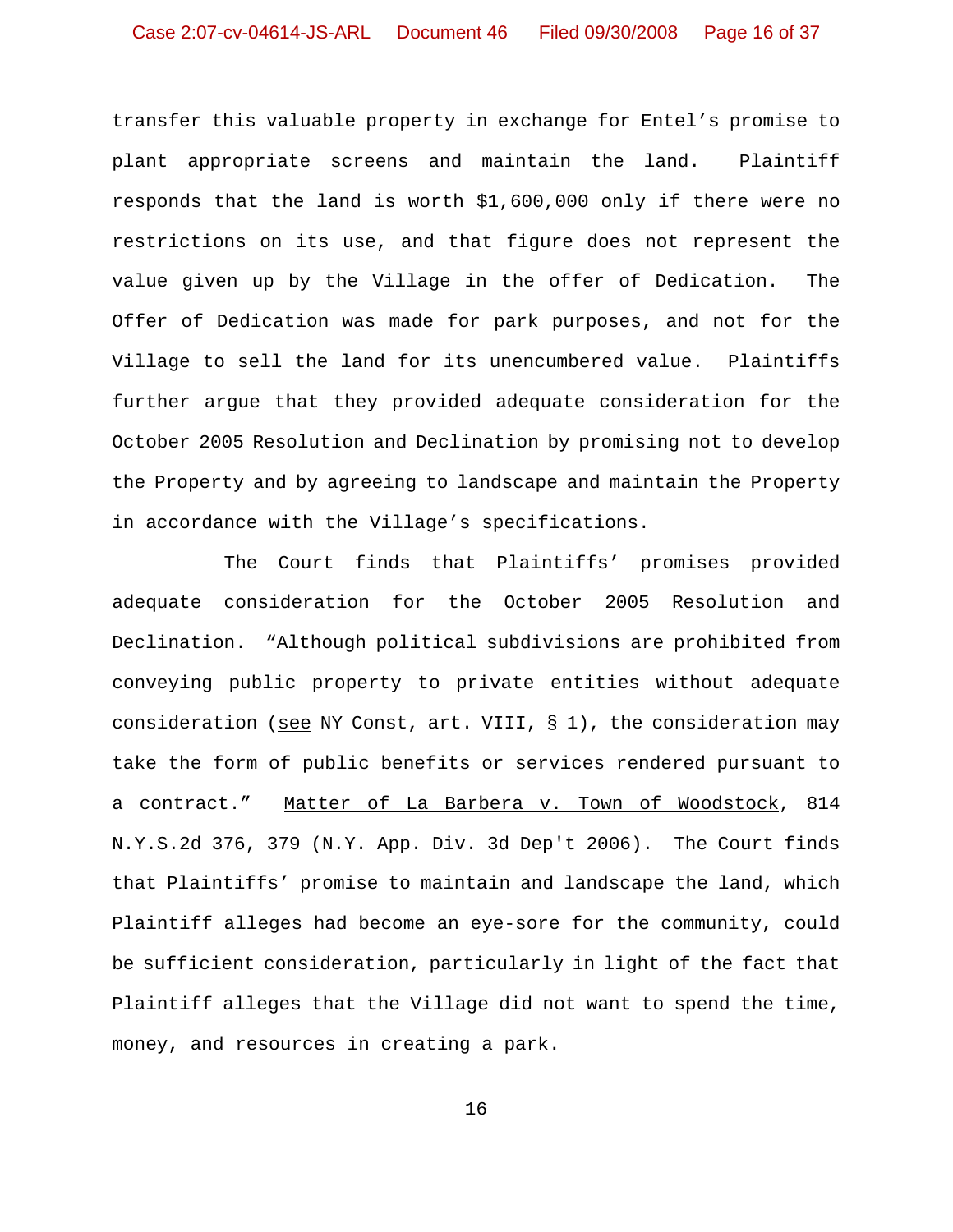transfer this valuable property in exchange for Entel's promise to plant appropriate screens and maintain the land. Plaintiff responds that the land is worth $1,600,000 only if there were no restrictions on its use, and that figure does not represent the value given up by the Village in the offer of Dedication. The Offer of Dedication was made for park purposes, and not for the Village to sell the land for its unencumbered value. Plaintiffs further argue that they provided adequate consideration for the October 2005 Resolution and Declination by promising not to develop the Property and by agreeing to landscape and maintain the Property in accordance with the Village's specifications.

The Court finds that Plaintiffs' promises provided adequate consideration for the October 2005 Resolution and Declination. "Although political subdivisions are prohibited from conveying public property to private entities without adequate consideration (see NY Const, art. VIII, § 1), the consideration may take the form of public benefits or services rendered pursuant to a contract." Matter of La Barbera v. Town of Woodstock, 814 N.Y.S.2d 376, 379 (N.Y. App. Div. 3d Dep't 2006). The Court finds that Plaintiffs' promise to maintain and landscape the land, which Plaintiff alleges had become an eye-sore for the community, could be sufficient consideration, particularly in light of the fact that Plaintiff alleges that the Village did not want to spend the time, money, and resources in creating a park.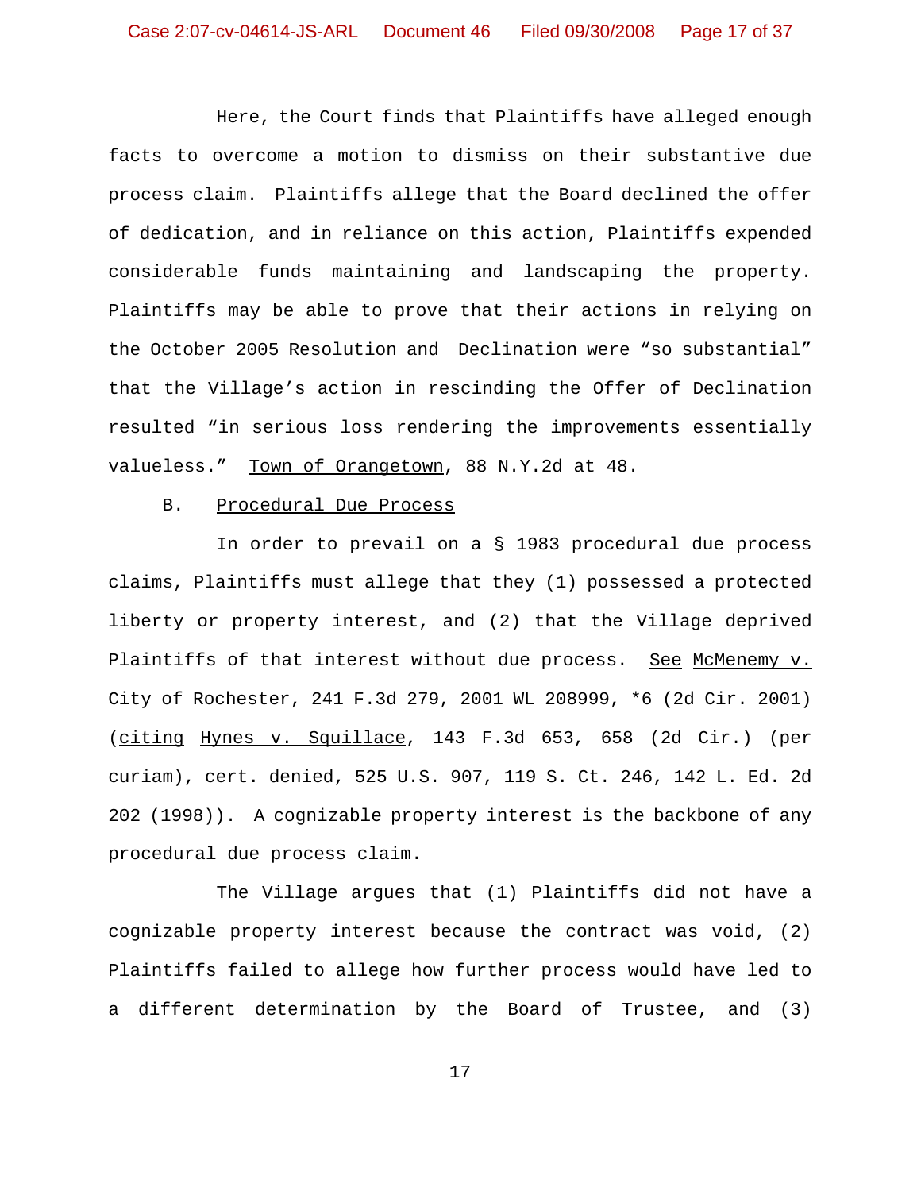Here, the Court finds that Plaintiffs have alleged enough facts to overcome a motion to dismiss on their substantive due process claim. Plaintiffs allege that the Board declined the offer of dedication, and in reliance on this action, Plaintiffs expended considerable funds maintaining and landscaping the property. Plaintiffs may be able to prove that their actions in relying on the October 2005 Resolution and Declination were "so substantial" that the Village's action in rescinding the Offer of Declination resulted "in serious loss rendering the improvements essentially valueless." Town of Orangetown, 88 N.Y.2d at 48.

B. Procedural Due Process

In order to prevail on a § 1983 procedural due process claims, Plaintiffs must allege that they (1) possessed a protected liberty or property interest, and (2) that the Village deprived Plaintiffs of that interest without due process. See McMenemy v. City of Rochester, 241 F.3d 279, 2001 WL 208999, *6 (2d Cir. 2001) (citing Hynes v. Squillace, 143 F.3d 653, 658 (2d Cir.) (per curiam), cert. denied, 525 U.S. 907, 119 S. Ct. 246, 142 L. Ed. 2d 202 (1998)). A cognizable property interest is the backbone of any procedural due process claim.

The Village argues that (1) Plaintiffs did not have a cognizable property interest because the contract was void, (2) Plaintiffs failed to allege how further process would have led to a different determination by the Board of Trustee, and (3)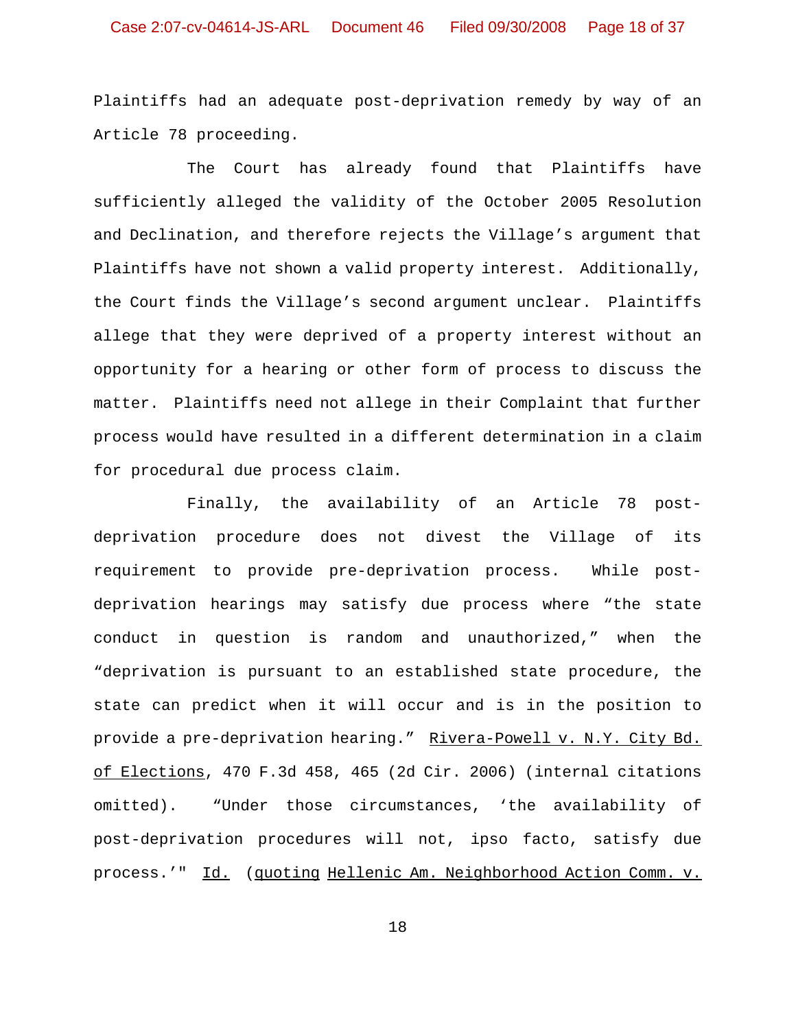Plaintiffs had an adequate post-deprivation remedy by way of an Article 78 proceeding.

The Court has already found that Plaintiffs have sufficiently alleged the validity of the October 2005 Resolution and Declination, and therefore rejects the Village's argument that Plaintiffs have not shown a valid property interest. Additionally, the Court finds the Village's second argument unclear. Plaintiffs allege that they were deprived of a property interest without an opportunity for a hearing or other form of process to discuss the matter. Plaintiffs need not allege in their Complaint that further process would have resulted in a different determination in a claim for procedural due process claim.

Finally, the availability of an Article 78 post-deprivation procedure does not divest the Village of its requirement to provide pre-deprivation process. While post-deprivation hearings may satisfy due process where "the state conduct in question is random and unauthorized," when the "deprivation is pursuant to an established state procedure, the state can predict when it will occur and is in the position to provide a pre-deprivation hearing." Rivera-Powell v. N.Y. City Bd. of Elections, 470 F.3d 458, 465 (2d Cir. 2006) (internal citations omitted). "Under those circumstances, 'the availability of post-deprivation procedures will not, ipso facto, satisfy due process.'" Id. (quoting Hellenic Am. Neighborhood Action Comm. v.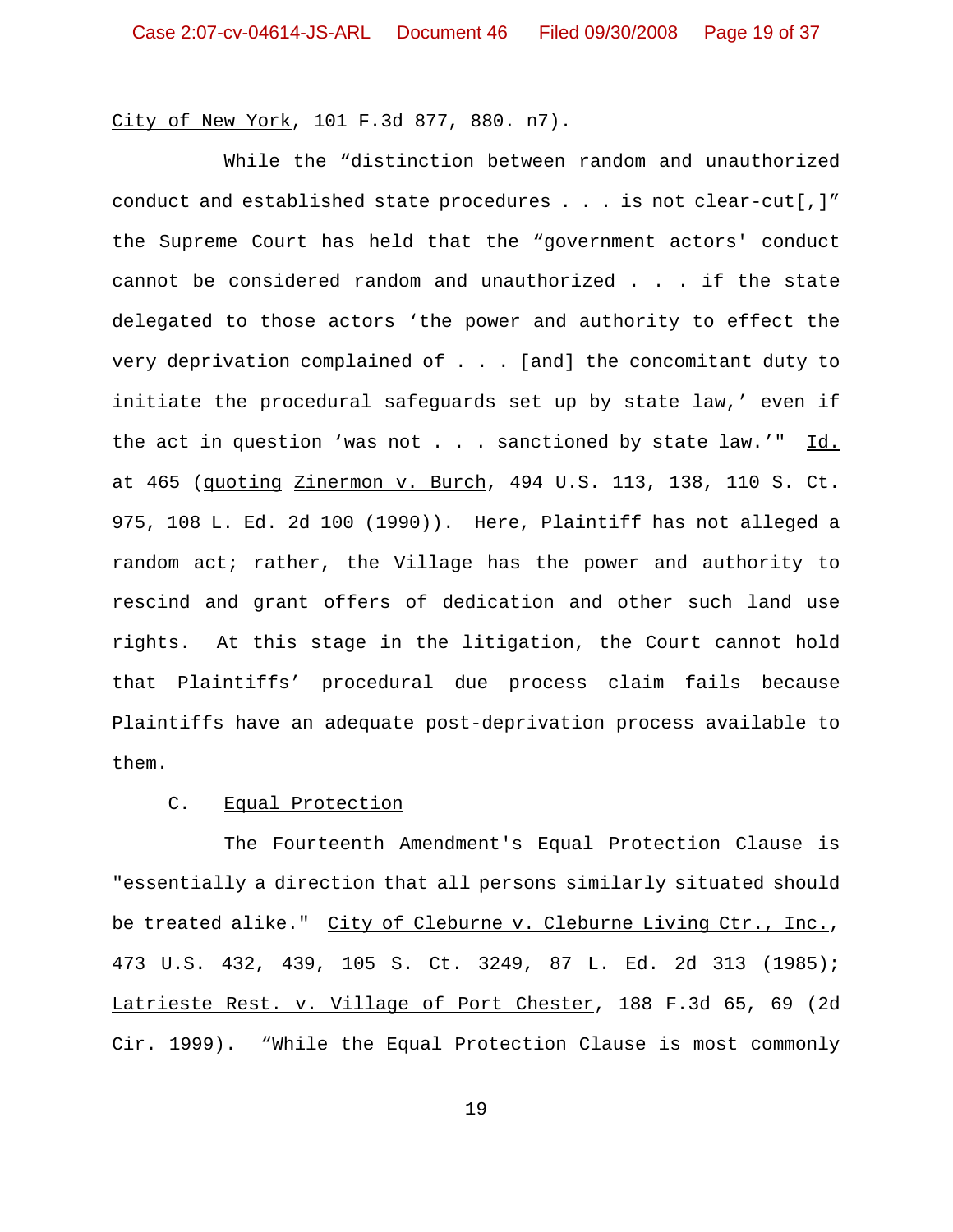City of New York, 101 F.3d 877, 880. n7).

While the "distinction between random and unauthorized conduct and established state procedures . . . is not clear-cut[,]" the Supreme Court has held that the "government actors' conduct cannot be considered random and unauthorized . . . if the state delegated to those actors 'the power and authority to effect the very deprivation complained of . . . [and] the concomitant duty to initiate the procedural safeguards set up by state law,' even if the act in question 'was not . . . sanctioned by state law.'" Id. at 465 (quoting Zinermon v. Burch, 494 U.S. 113, 138, 110 S. Ct. 975, 108 L. Ed. 2d 100 (1990)). Here, Plaintiff has not alleged a random act; rather, the Village has the power and authority to rescind and grant offers of dedication and other such land use rights. At this stage in the litigation, the Court cannot hold that Plaintiffs' procedural due process claim fails because Plaintiffs have an adequate post-deprivation process available to them.

C. Equal Protection

The Fourteenth Amendment's Equal Protection Clause is "essentially a direction that all persons similarly situated should be treated alike." City of Cleburne v. Cleburne Living Ctr., Inc., 473 U.S. 432, 439, 105 S. Ct. 3249, 87 L. Ed. 2d 313 (1985); Latrieste Rest. v. Village of Port Chester, 188 F.3d 65, 69 (2d Cir. 1999). "While the Equal Protection Clause is most commonly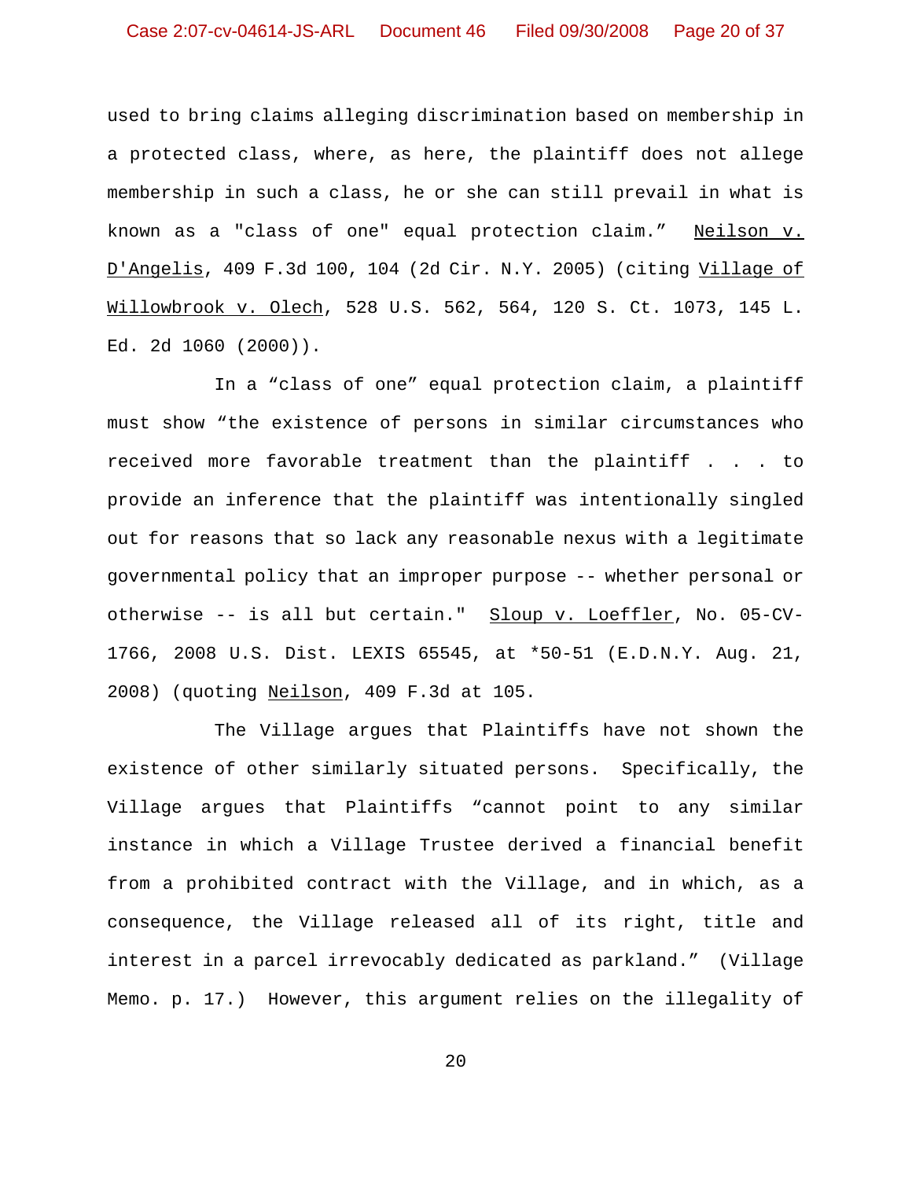used to bring claims alleging discrimination based on membership in a protected class, where, as here, the plaintiff does not allege membership in such a class, he or she can still prevail in what is known as a "class of one" equal protection claim." Neilson v. D'Angelis, 409 F.3d 100, 104 (2d Cir. N.Y. 2005) (citing Village of Willowbrook v. Olech, 528 U.S. 562, 564, 120 S. Ct. 1073, 145 L. Ed. 2d 1060 (2000)).

In a "class of one" equal protection claim, a plaintiff must show "the existence of persons in similar circumstances who received more favorable treatment than the plaintiff . . . to provide an inference that the plaintiff was intentionally singled out for reasons that so lack any reasonable nexus with a legitimate governmental policy that an improper purpose -- whether personal or otherwise -- is all but certain." Sloup v. Loeffler, No. 05-CV-1766, 2008 U.S. Dist. LEXIS 65545, at *50-51 (E.D.N.Y. Aug. 21, 2008) (quoting Neilson, 409 F.3d at 105.

The Village argues that Plaintiffs have not shown the existence of other similarly situated persons. Specifically, the Village argues that Plaintiffs "cannot point to any similar instance in which a Village Trustee derived a financial benefit from a prohibited contract with the Village, and in which, as a consequence, the Village released all of its right, title and interest in a parcel irrevocably dedicated as parkland." (Village Memo. p. 17.) However, this argument relies on the illegality of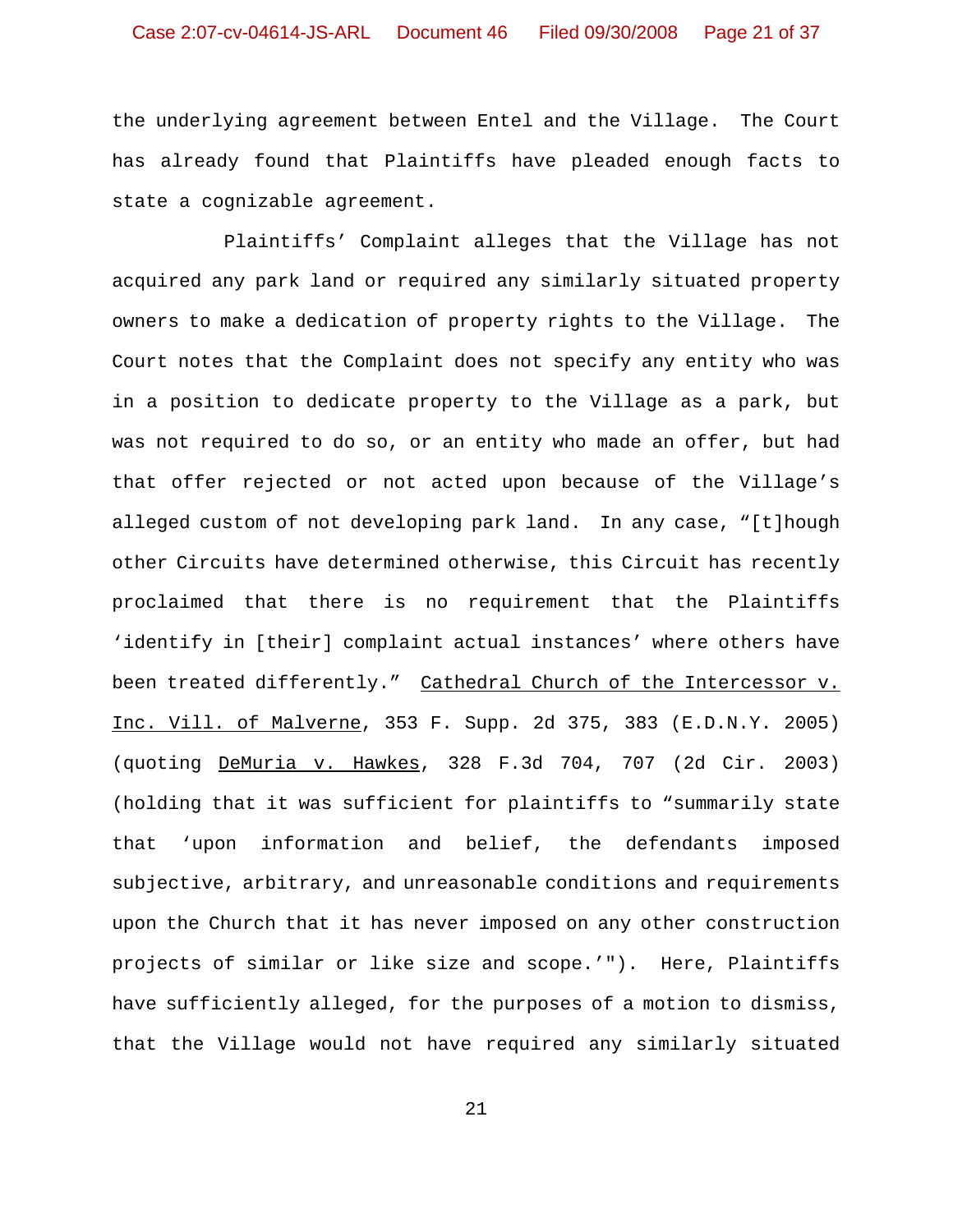the underlying agreement between Entel and the Village. The Court has already found that Plaintiffs have pleaded enough facts to state a cognizable agreement.

Plaintiffs' Complaint alleges that the Village has not acquired any park land or required any similarly situated property owners to make a dedication of property rights to the Village. The Court notes that the Complaint does not specify any entity who was in a position to dedicate property to the Village as a park, but was not required to do so, or an entity who made an offer, but had that offer rejected or not acted upon because of the Village's alleged custom of not developing park land. In any case, "[t]hough other Circuits have determined otherwise, this Circuit has recently proclaimed that there is no requirement that the Plaintiffs 'identify in [their] complaint actual instances' where others have been treated differently." Cathedral Church of the Intercessor v. Inc. Vill. of Malverne, 353 F. Supp. 2d 375, 383 (E.D.N.Y. 2005) (quoting DeMuria v. Hawkes, 328 F.3d 704, 707 (2d Cir. 2003) (holding that it was sufficient for plaintiffs to "summarily state that 'upon information and belief, the defendants imposed subjective, arbitrary, and unreasonable conditions and requirements upon the Church that it has never imposed on any other construction projects of similar or like size and scope.'"). Here, Plaintiffs have sufficiently alleged, for the purposes of a motion to dismiss, that the Village would not have required any similarly situated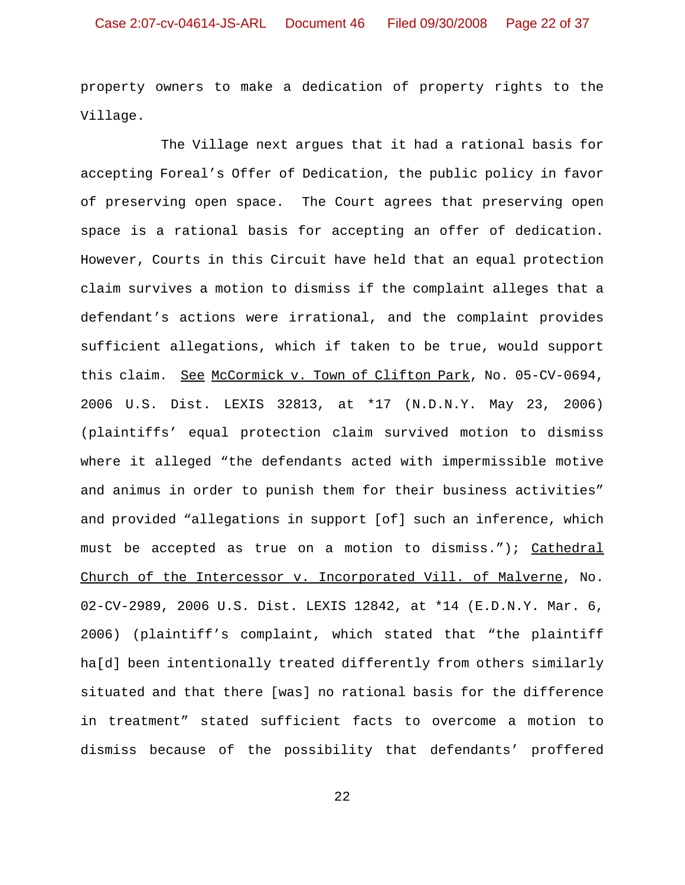property owners to make a dedication of property rights to the Village.

The Village next argues that it had a rational basis for accepting Foreal's Offer of Dedication, the public policy in favor of preserving open space. The Court agrees that preserving open space is a rational basis for accepting an offer of dedication. However, Courts in this Circuit have held that an equal protection claim survives a motion to dismiss if the complaint alleges that a defendant's actions were irrational, and the complaint provides sufficient allegations, which if taken to be true, would support this claim. See McCormick v. Town of Clifton Park, No. 05-CV-0694, 2006 U.S. Dist. LEXIS 32813, at *17 (N.D.N.Y. May 23, 2006) (plaintiffs' equal protection claim survived motion to dismiss where it alleged "the defendants acted with impermissible motive and animus in order to punish them for their business activities" and provided "allegations in support [of] such an inference, which must be accepted as true on a motion to dismiss."); Cathedral Church of the Intercessor v. Incorporated Vill. of Malverne, No. 02-CV-2989, 2006 U.S. Dist. LEXIS 12842, at *14 (E.D.N.Y. Mar. 6, 2006) (plaintiff's complaint, which stated that "the plaintiff ha[d] been intentionally treated differently from others similarly situated and that there [was] no rational basis for the difference in treatment" stated sufficient facts to overcome a motion to dismiss because of the possibility that defendants' proffered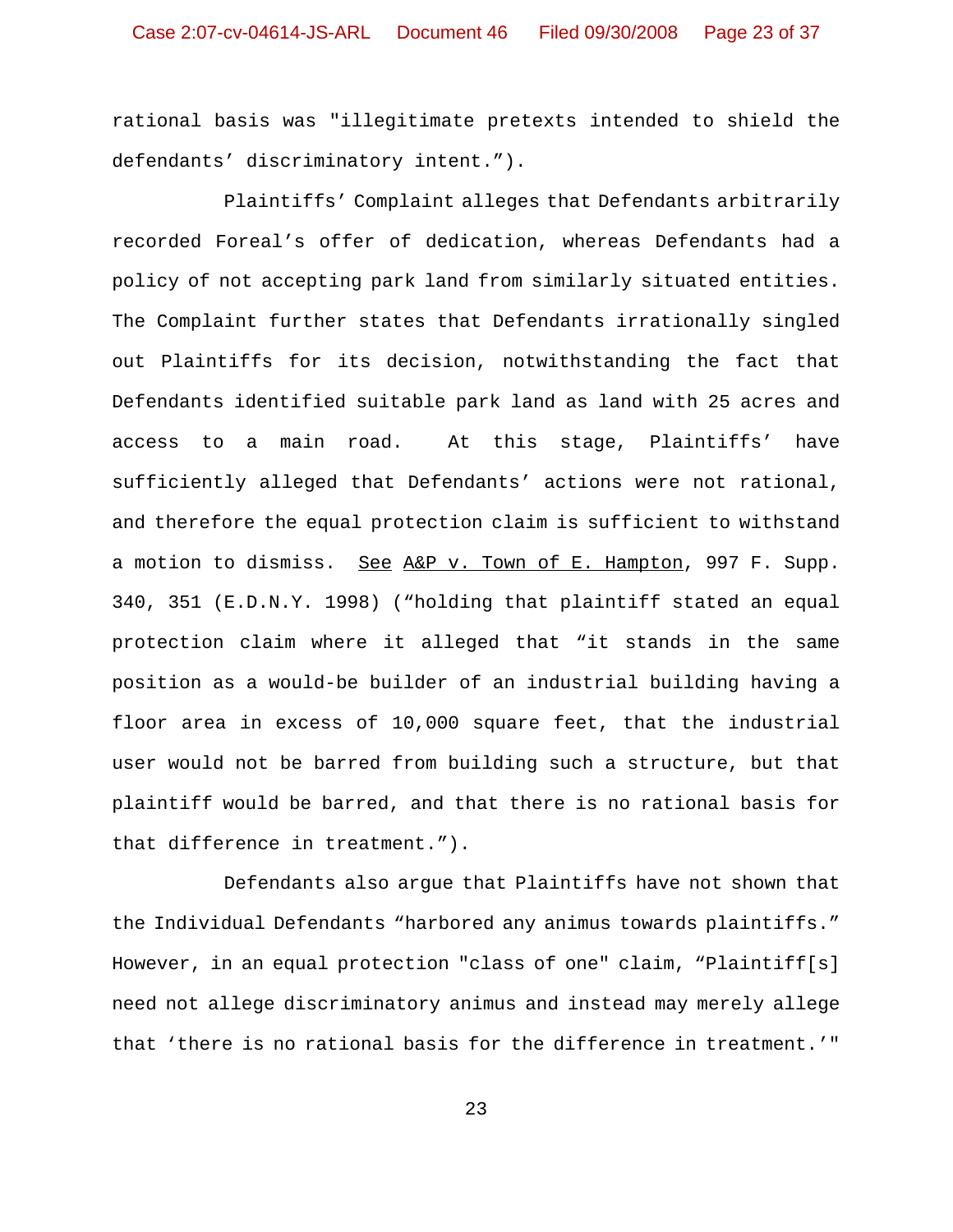rational basis was "illegitimate pretexts intended to shield the defendants' discriminatory intent.").

Plaintiffs' Complaint alleges that Defendants arbitrarily recorded Foreal's offer of dedication, whereas Defendants had a policy of not accepting park land from similarly situated entities. The Complaint further states that Defendants irrationally singled out Plaintiffs for its decision, notwithstanding the fact that Defendants identified suitable park land as land with 25 acres and access to a main road. At this stage, Plaintiffs' have sufficiently alleged that Defendants' actions were not rational, and therefore the equal protection claim is sufficient to withstand a motion to dismiss. See A&P v. Town of E. Hampton, 997 F. Supp. 340, 351 (E.D.N.Y. 1998) ("holding that plaintiff stated an equal protection claim where it alleged that "it stands in the same position as a would-be builder of an industrial building having a floor area in excess of 10,000 square feet, that the industrial user would not be barred from building such a structure, but that plaintiff would be barred, and that there is no rational basis for that difference in treatment.").

Defendants also argue that Plaintiffs have not shown that the Individual Defendants "harbored any animus towards plaintiffs." However, in an equal protection "class of one" claim, "Plaintiff[s] need not allege discriminatory animus and instead may merely allege that 'there is no rational basis for the difference in treatment.'"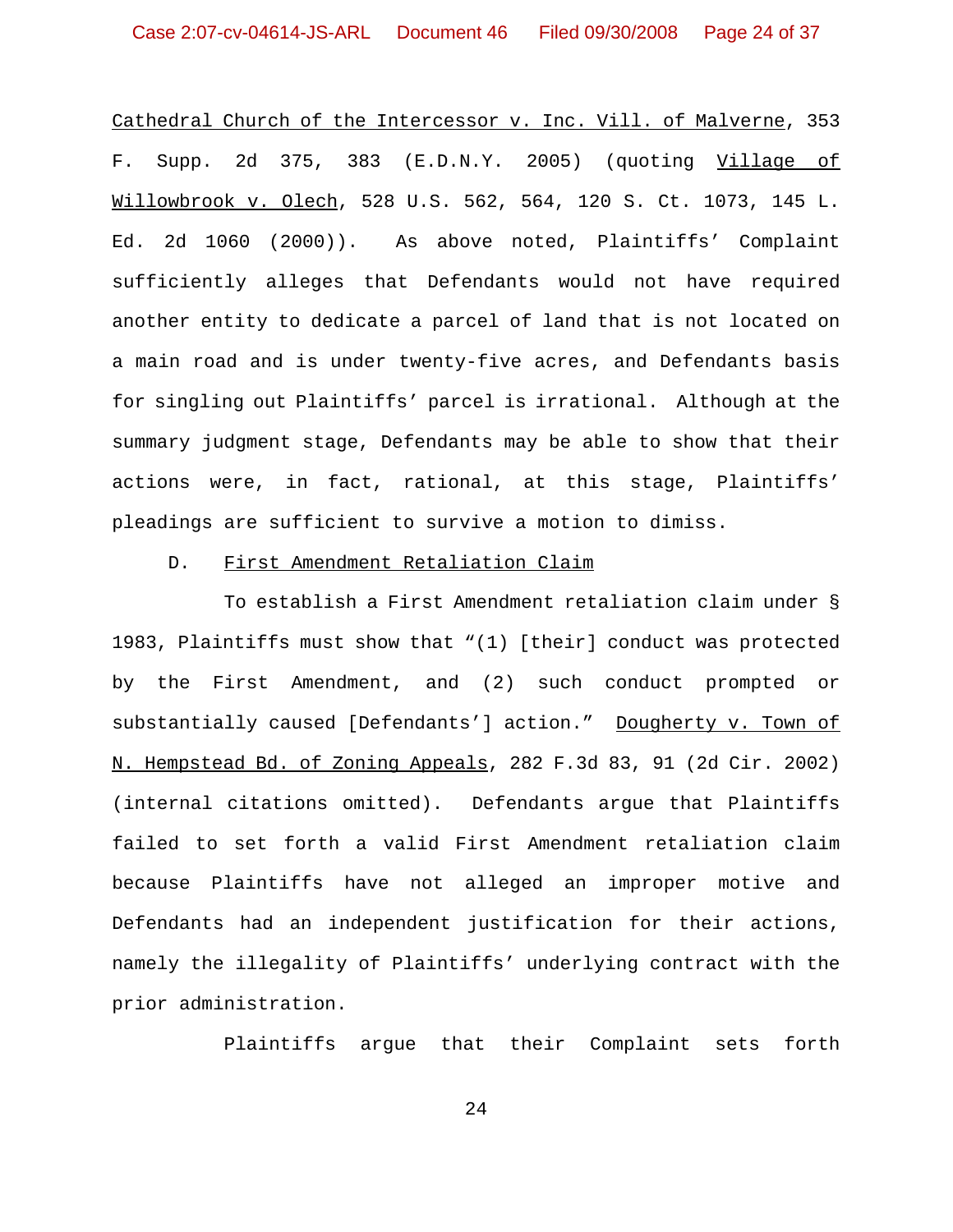Cathedral Church of the Intercessor v. Inc. Vill. of Malverne, 353 F. Supp. 2d 375, 383 (E.D.N.Y. 2005) (quoting Village of Willowbrook v. Olech, 528 U.S. 562, 564, 120 S. Ct. 1073, 145 L. Ed. 2d 1060 (2000)). As above noted, Plaintiffs' Complaint sufficiently alleges that Defendants would not have required another entity to dedicate a parcel of land that is not located on a main road and is under twenty-five acres, and Defendants basis for singling out Plaintiffs' parcel is irrational. Although at the summary judgment stage, Defendants may be able to show that their actions were, in fact, rational, at this stage, Plaintiffs' pleadings are sufficient to survive a motion to dimiss.

D. First Amendment Retaliation Claim

To establish a First Amendment retaliation claim under § 1983, Plaintiffs must show that "(1) [their] conduct was protected by the First Amendment, and (2) such conduct prompted or substantially caused [Defendants'] action." Dougherty v. Town of N. Hempstead Bd. of Zoning Appeals, 282 F.3d 83, 91 (2d Cir. 2002) (internal citations omitted). Defendants argue that Plaintiffs failed to set forth a valid First Amendment retaliation claim because Plaintiffs have not alleged an improper motive and Defendants had an independent justification for their actions, namely the illegality of Plaintiffs' underlying contract with the prior administration.

Plaintiffs argue that their Complaint sets forth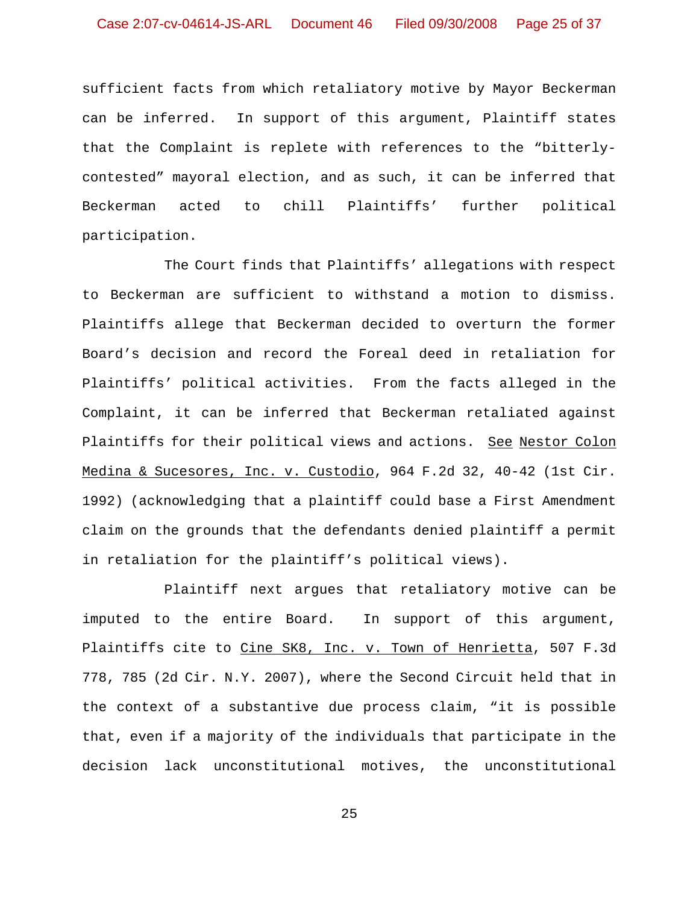sufficient facts from which retaliatory motive by Mayor Beckerman can be inferred. In support of this argument, Plaintiff states that the Complaint is replete with references to the "bitterly-contested" mayoral election, and as such, it can be inferred that Beckerman acted to chill Plaintiffs' further political participation.

The Court finds that Plaintiffs' allegations with respect to Beckerman are sufficient to withstand a motion to dismiss. Plaintiffs allege that Beckerman decided to overturn the former Board's decision and record the Foreal deed in retaliation for Plaintiffs' political activities. From the facts alleged in the Complaint, it can be inferred that Beckerman retaliated against Plaintiffs for their political views and actions. See Nestor Colon Medina & Sucesores, Inc. v. Custodio, 964 F.2d 32, 40-42 (1st Cir. 1992) (acknowledging that a plaintiff could base a First Amendment claim on the grounds that the defendants denied plaintiff a permit in retaliation for the plaintiff's political views).

Plaintiff next argues that retaliatory motive can be imputed to the entire Board. In support of this argument, Plaintiffs cite to Cine SK8, Inc. v. Town of Henrietta, 507 F.3d 778, 785 (2d Cir. N.Y. 2007), where the Second Circuit held that in the context of a substantive due process claim, "it is possible that, even if a majority of the individuals that participate in the decision lack unconstitutional motives, the unconstitutional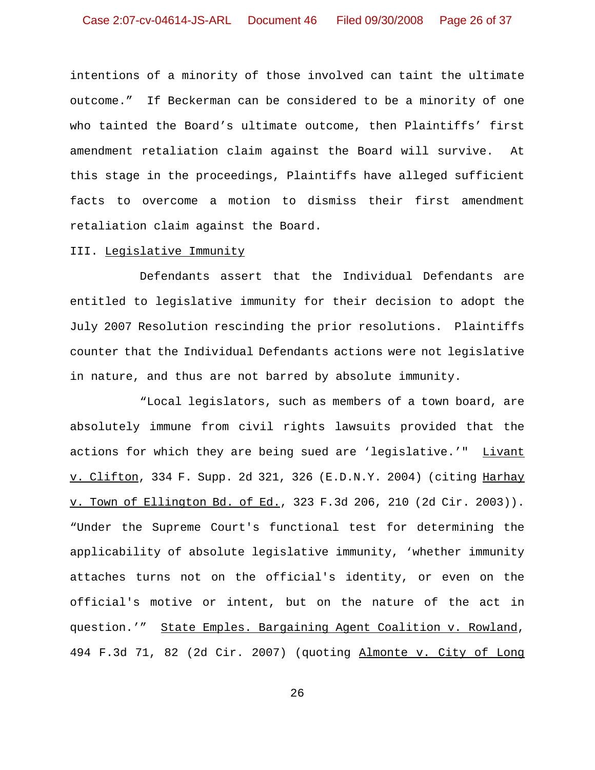intentions of a minority of those involved can taint the ultimate outcome." If Beckerman can be considered to be a minority of one who tainted the Board's ultimate outcome, then Plaintiffs' first amendment retaliation claim against the Board will survive. At this stage in the proceedings, Plaintiffs have alleged sufficient facts to overcome a motion to dismiss their first amendment retaliation claim against the Board.

III. Legislative Immunity

Defendants assert that the Individual Defendants are entitled to legislative immunity for their decision to adopt the July 2007 Resolution rescinding the prior resolutions. Plaintiffs counter that the Individual Defendants actions were not legislative in nature, and thus are not barred by absolute immunity.

"Local legislators, such as members of a town board, are absolutely immune from civil rights lawsuits provided that the actions for which they are being sued are 'legislative.'" Livant v. Clifton, 334 F. Supp. 2d 321, 326 (E.D.N.Y. 2004) (citing Harhay v. Town of Ellington Bd. of Ed., 323 F.3d 206, 210 (2d Cir. 2003)). "Under the Supreme Court's functional test for determining the applicability of absolute legislative immunity, 'whether immunity attaches turns not on the official's identity, or even on the official's motive or intent, but on the nature of the act in question.'" State Emples. Bargaining Agent Coalition v. Rowland, 494 F.3d 71, 82 (2d Cir. 2007) (quoting Almonte v. City of Long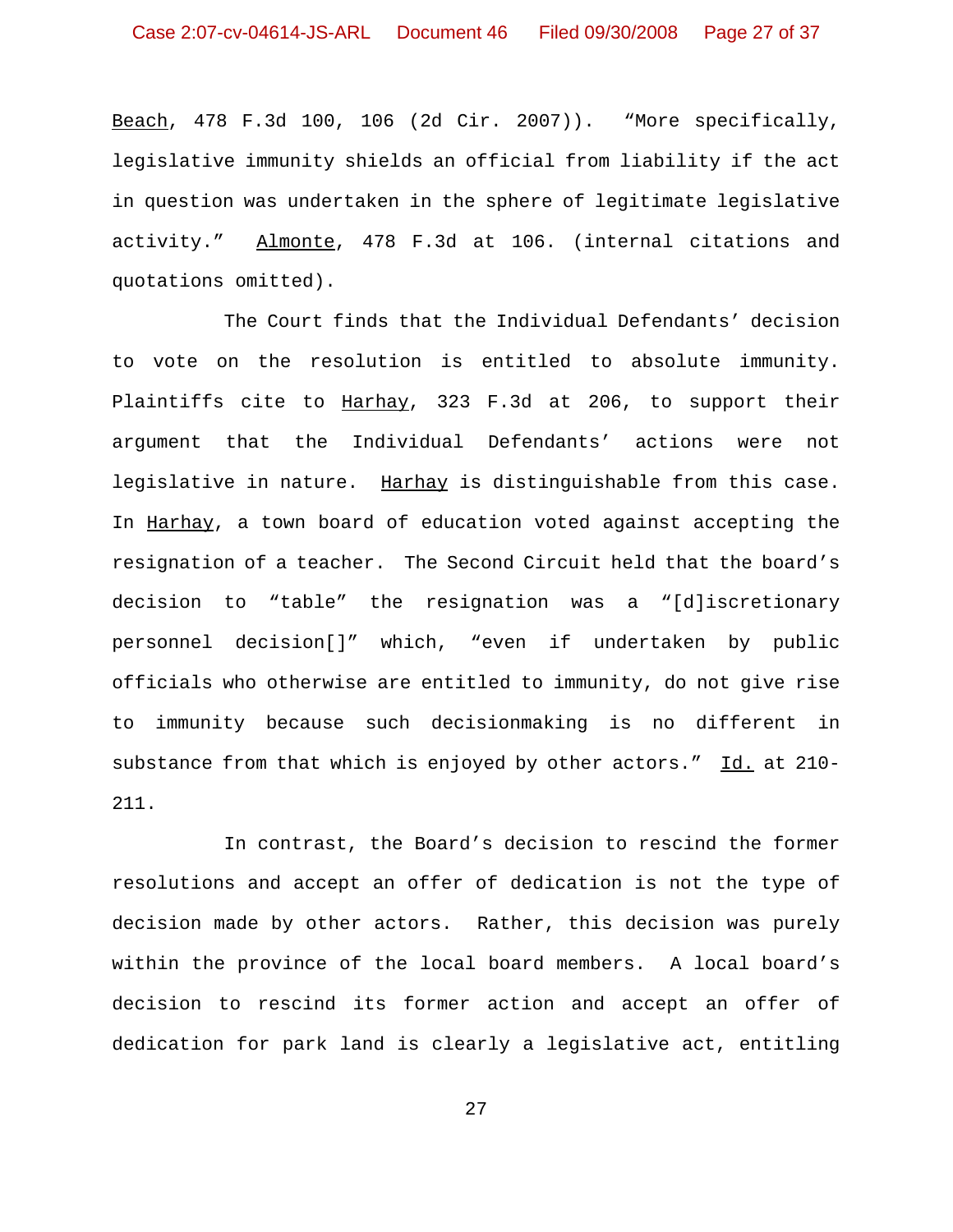Beach, 478 F.3d 100, 106 (2d Cir. 2007)). "More specifically, legislative immunity shields an official from liability if the act in question was undertaken in the sphere of legitimate legislative activity." Almonte, 478 F.3d at 106. (internal citations and quotations omitted).

The Court finds that the Individual Defendants' decision to vote on the resolution is entitled to absolute immunity. Plaintiffs cite to Harhay, 323 F.3d at 206, to support their argument that the Individual Defendants' actions were not legislative in nature. Harhay is distinguishable from this case. In Harhay, a town board of education voted against accepting the resignation of a teacher. The Second Circuit held that the board's decision to "table" the resignation was a "[d]iscretionary personnel decision[]" which, "even if undertaken by public officials who otherwise are entitled to immunity, do not give rise to immunity because such decisionmaking is no different in substance from that which is enjoyed by other actors." Id. at 210-211.

In contrast, the Board's decision to rescind the former resolutions and accept an offer of dedication is not the type of decision made by other actors. Rather, this decision was purely within the province of the local board members. A local board's decision to rescind its former action and accept an offer of dedication for park land is clearly a legislative act, entitling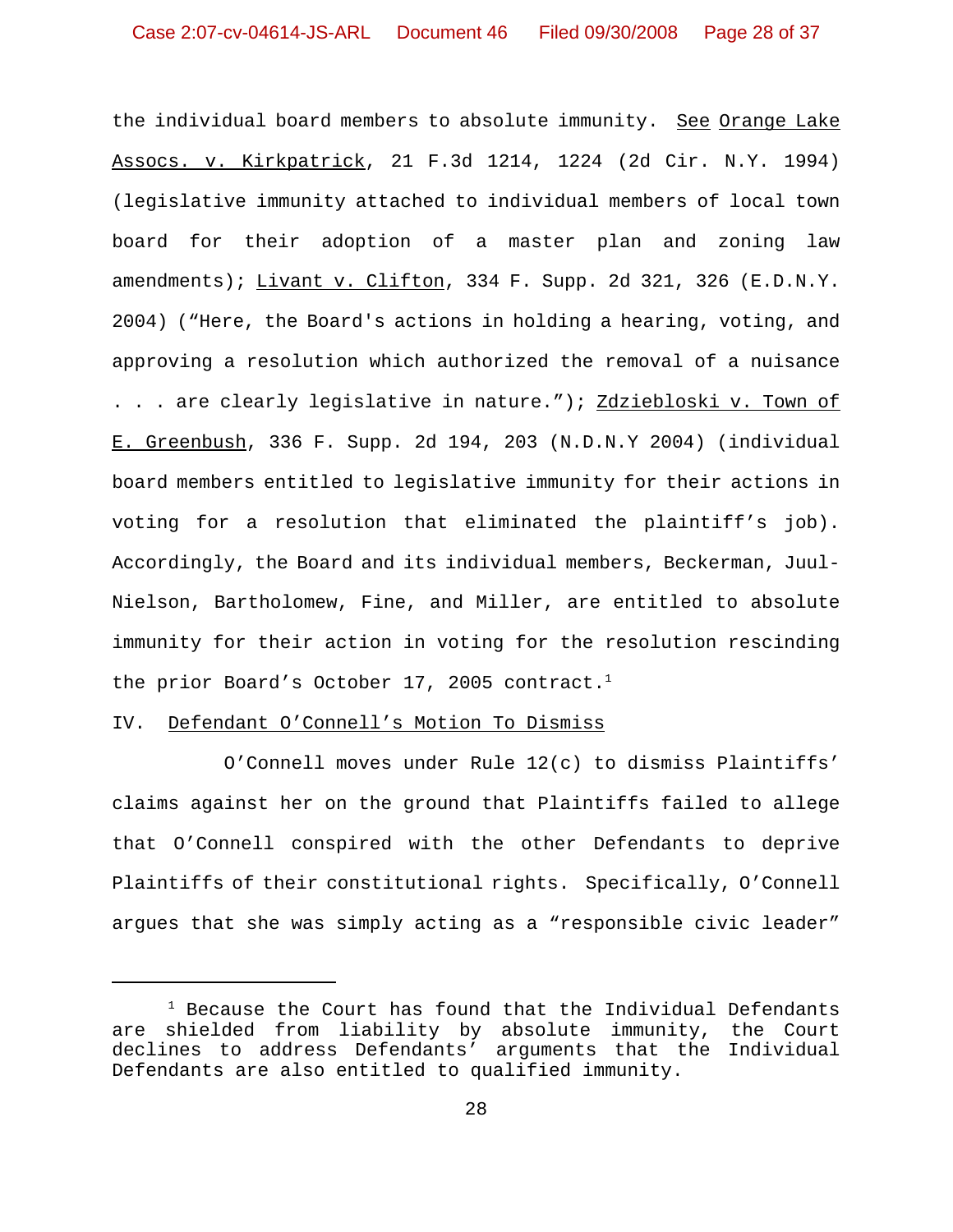the individual board members to absolute immunity. See Orange Lake Assocs. v. Kirkpatrick, 21 F.3d 1214, 1224 (2d Cir. N.Y. 1994) (legislative immunity attached to individual members of local town board for their adoption of a master plan and zoning law amendments); Livant v. Clifton, 334 F. Supp. 2d 321, 326 (E.D.N.Y. 2004) ("Here, the Board's actions in holding a hearing, voting, and approving a resolution which authorized the removal of a nuisance . . . are clearly legislative in nature."); Zdziebloski v. Town of E. Greenbush, 336 F. Supp. 2d 194, 203 (N.D.N.Y 2004) (individual board members entitled to legislative immunity for their actions in voting for a resolution that eliminated the plaintiff's job). Accordingly, the Board and its individual members, Beckerman, Juul-Nielson, Bartholomew, Fine, and Miller, are entitled to absolute immunity for their action in voting for the resolution rescinding the prior Board's October 17, 2005 contract.[1]

## IV. Defendant O'Connell's Motion To Dismiss

O'Connell moves under Rule 12(c) to dismiss Plaintiffs' claims against her on the ground that Plaintiffs failed to allege that O'Connell conspired with the other Defendants to deprive Plaintiffs of their constitutional rights. Specifically, O'Connell argues that she was simply acting as a "responsible civic leader"

---

[1] Because the Court has found that the Individual Defendants are shielded from liability by absolute immunity, the Court declines to address Defendants' arguments that the Individual Defendants are also entitled to qualified immunity.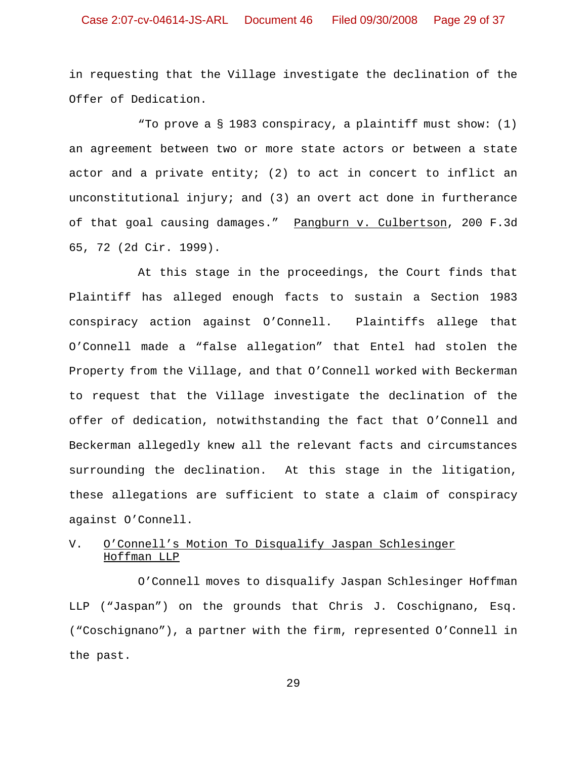in requesting that the Village investigate the declination of the Offer of Dedication.

"To prove a § 1983 conspiracy, a plaintiff must show: (1) an agreement between two or more state actors or between a state actor and a private entity; (2) to act in concert to inflict an unconstitutional injury; and (3) an overt act done in furtherance of that goal causing damages." Pangburn v. Culbertson, 200 F.3d 65, 72 (2d Cir. 1999).

At this stage in the proceedings, the Court finds that Plaintiff has alleged enough facts to sustain a Section 1983 conspiracy action against O'Connell. Plaintiffs allege that O'Connell made a "false allegation" that Entel had stolen the Property from the Village, and that O'Connell worked with Beckerman to request that the Village investigate the declination of the offer of dedication, notwithstanding the fact that O'Connell and Beckerman allegedly knew all the relevant facts and circumstances surrounding the declination. At this stage in the litigation, these allegations are sufficient to state a claim of conspiracy against O'Connell.

## V. O'Connell's Motion To Disqualify Jaspan Schlesinger Hoffman LLP

O'Connell moves to disqualify Jaspan Schlesinger Hoffman LLP ("Jaspan") on the grounds that Chris J. Coschignano, Esq. ("Coschignano"), a partner with the firm, represented O'Connell in the past.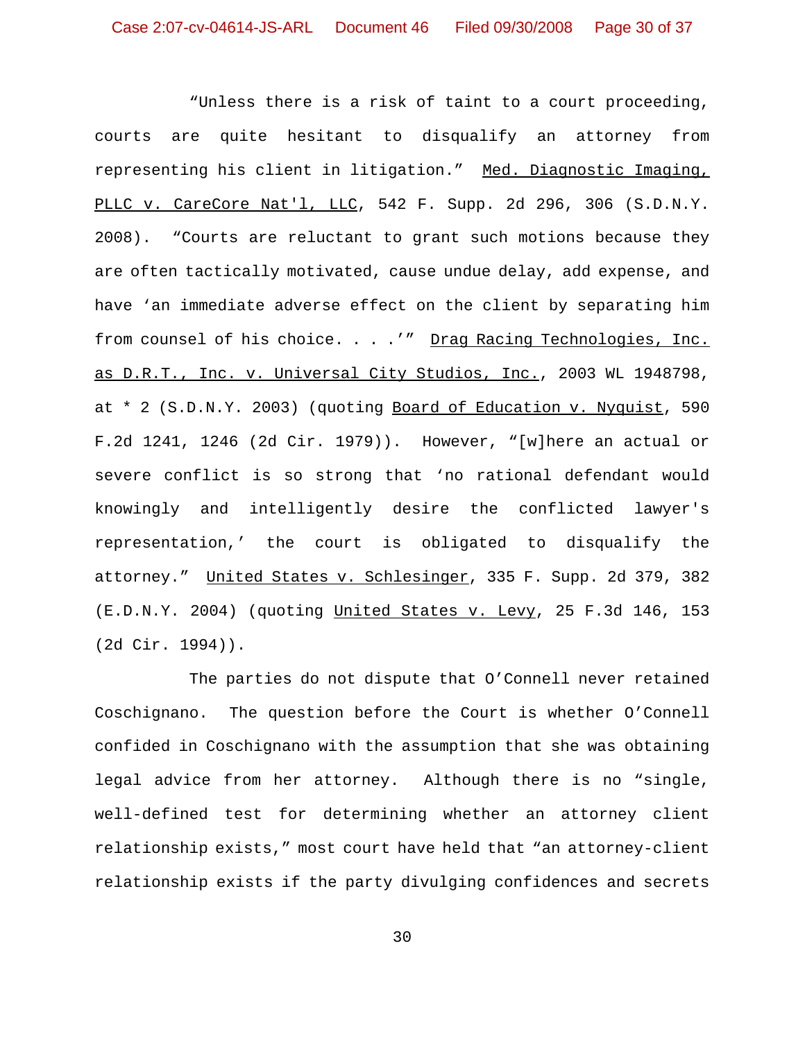"Unless there is a risk of taint to a court proceeding, courts are quite hesitant to disqualify an attorney from representing his client in litigation." Med. Diagnostic Imaging, PLLC v. CareCore Nat'l, LLC, 542 F. Supp. 2d 296, 306 (S.D.N.Y. 2008). "Courts are reluctant to grant such motions because they are often tactically motivated, cause undue delay, add expense, and have 'an immediate adverse effect on the client by separating him from counsel of his choice. . . .'" Drag Racing Technologies, Inc. as D.R.T., Inc. v. Universal City Studios, Inc., 2003 WL 1948798, at * 2 (S.D.N.Y. 2003) (quoting Board of Education v. Nyquist, 590 F.2d 1241, 1246 (2d Cir. 1979)). However, "[w]here an actual or severe conflict is so strong that 'no rational defendant would knowingly and intelligently desire the conflicted lawyer's representation,' the court is obligated to disqualify the attorney." United States v. Schlesinger, 335 F. Supp. 2d 379, 382 (E.D.N.Y. 2004) (quoting United States v. Levy, 25 F.3d 146, 153 (2d Cir. 1994)).

The parties do not dispute that O'Connell never retained Coschignano. The question before the Court is whether O'Connell confided in Coschignano with the assumption that she was obtaining legal advice from her attorney. Although there is no "single, well-defined test for determining whether an attorney client relationship exists," most court have held that "an attorney-client relationship exists if the party divulging confidences and secrets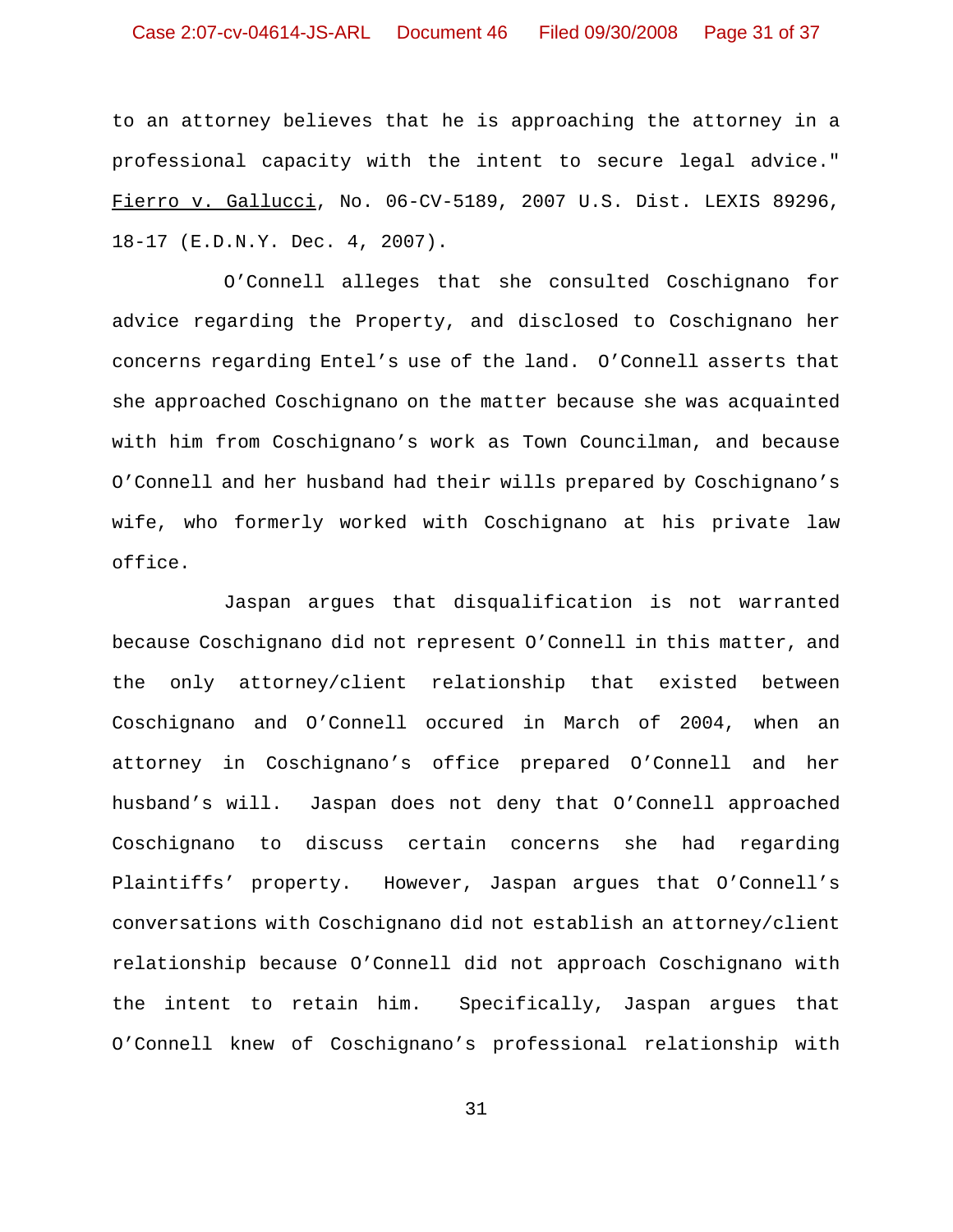to an attorney believes that he is approaching the attorney in a professional capacity with the intent to secure legal advice." Fierro v. Gallucci, No. 06-CV-5189, 2007 U.S. Dist. LEXIS 89296, 18-17 (E.D.N.Y. Dec. 4, 2007).

O'Connell alleges that she consulted Coschignano for advice regarding the Property, and disclosed to Coschignano her concerns regarding Entel's use of the land. O'Connell asserts that she approached Coschignano on the matter because she was acquainted with him from Coschignano's work as Town Councilman, and because O'Connell and her husband had their wills prepared by Coschignano's wife, who formerly worked with Coschignano at his private law office.

Jaspan argues that disqualification is not warranted because Coschignano did not represent O'Connell in this matter, and the only attorney/client relationship that existed between Coschignano and O'Connell occured in March of 2004, when an attorney in Coschignano's office prepared O'Connell and her husband's will. Jaspan does not deny that O'Connell approached Coschignano to discuss certain concerns she had regarding Plaintiffs' property. However, Jaspan argues that O'Connell's conversations with Coschignano did not establish an attorney/client relationship because O'Connell did not approach Coschignano with the intent to retain him. Specifically, Jaspan argues that O'Connell knew of Coschignano's professional relationship with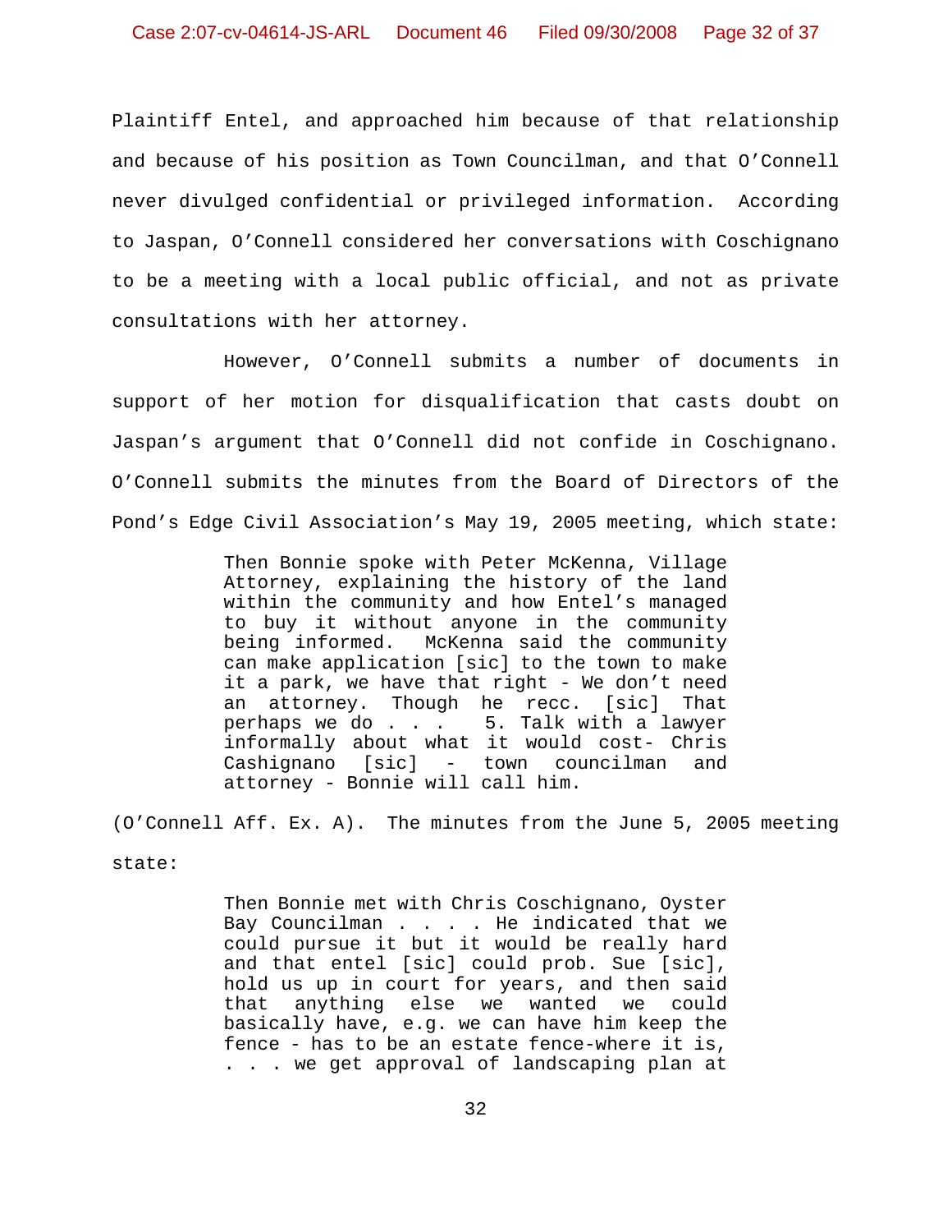Plaintiff Entel, and approached him because of that relationship and because of his position as Town Councilman, and that O'Connell never divulged confidential or privileged information. According to Jaspan, O'Connell considered her conversations with Coschignano to be a meeting with a local public official, and not as private consultations with her attorney.

However, O'Connell submits a number of documents in support of her motion for disqualification that casts doubt on Jaspan's argument that O'Connell did not confide in Coschignano. O'Connell submits the minutes from the Board of Directors of the Pond's Edge Civil Association's May 19, 2005 meeting, which state:

> Then Bonnie spoke with Peter McKenna, Village Attorney, explaining the history of the land within the community and how Entel's managed to buy it without anyone in the community being informed. McKenna said the community can make application [sic] to the town to make it a park, we have that right - We don't need an attorney. Though he recc. [sic] That perhaps we do . . . 5. Talk with a lawyer informally about what it would cost- Chris Cashignano [sic] - town councilman and attorney - Bonnie will call him.

(O'Connell Aff. Ex. A). The minutes from the June 5, 2005 meeting state:

> Then Bonnie met with Chris Coschignano, Oyster Bay Councilman . . . . He indicated that we could pursue it but it would be really hard and that entel [sic] could prob. Sue [sic], hold us up in court for years, and then said that anything else we wanted we could basically have, e.g. we can have him keep the fence - has to be an estate fence-where it is, . . . we get approval of landscaping plan at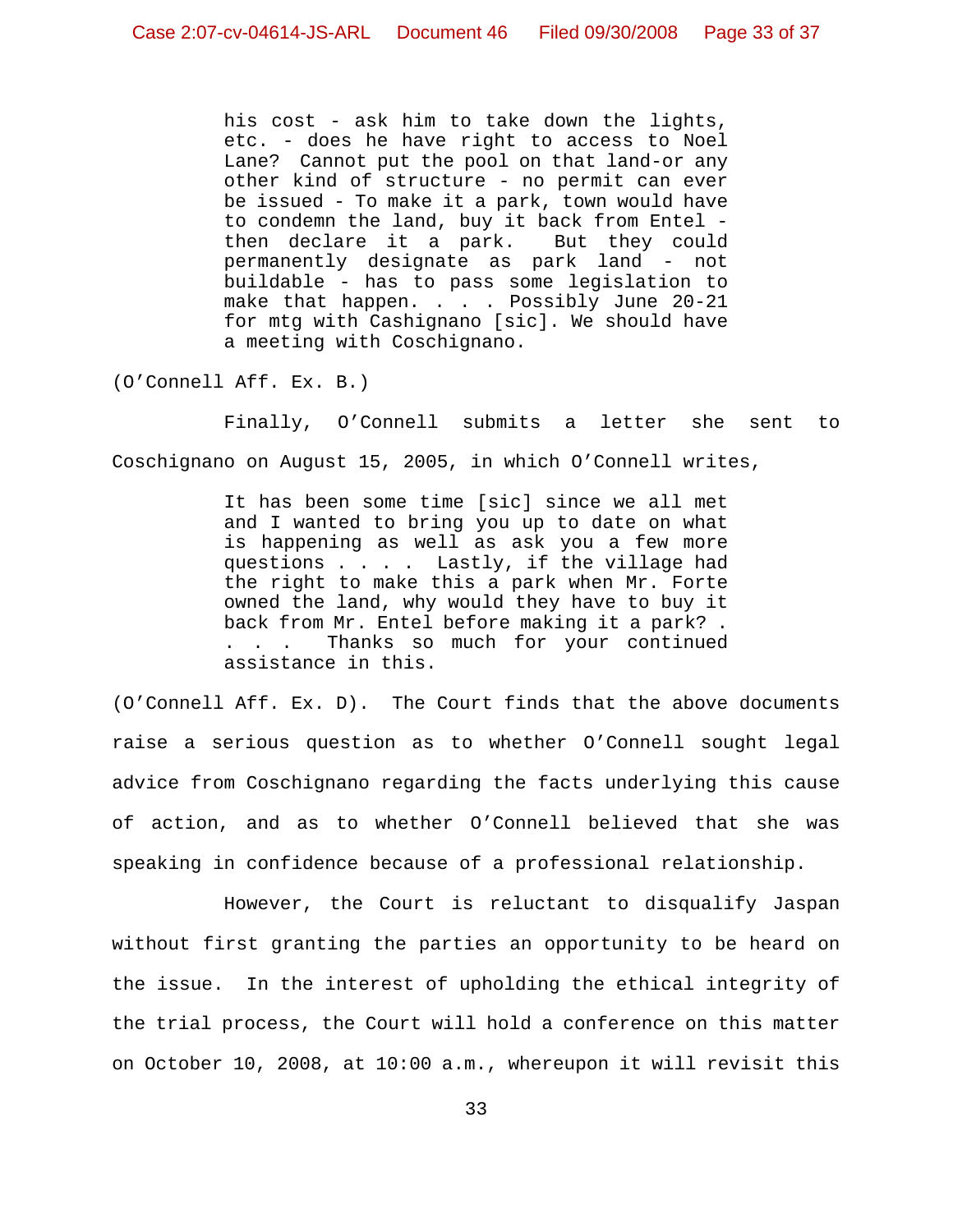> his cost - ask him to take down the lights, etc. - does he have right to access to Noel Lane? Cannot put the pool on that land-or any other kind of structure - no permit can ever be issued - To make it a park, town would have to condemn the land, buy it back from Entel - then declare it a park. But they could permanently designate as park land - not buildable - has to pass some legislation to make that happen. . . . Possibly June 20-21 for mtg with Cashignano [sic]. We should have a meeting with Coschignano.

(O'Connell Aff. Ex. B.)

Finally, O'Connell submits a letter she sent to Coschignano on August 15, 2005, in which O'Connell writes,

> It has been some time [sic] since we all met and I wanted to bring you up to date on what is happening as well as ask you a few more questions . . . . Lastly, if the village had the right to make this a park when Mr. Forte owned the land, why would they have to buy it back from Mr. Entel before making it a park? . . . . Thanks so much for your continued assistance in this.

(O'Connell Aff. Ex. D). The Court finds that the above documents raise a serious question as to whether O'Connell sought legal advice from Coschignano regarding the facts underlying this cause of action, and as to whether O'Connell believed that she was speaking in confidence because of a professional relationship.

However, the Court is reluctant to disqualify Jaspan without first granting the parties an opportunity to be heard on the issue. In the interest of upholding the ethical integrity of the trial process, the Court will hold a conference on this matter on October 10, 2008, at 10:00 a.m., whereupon it will revisit this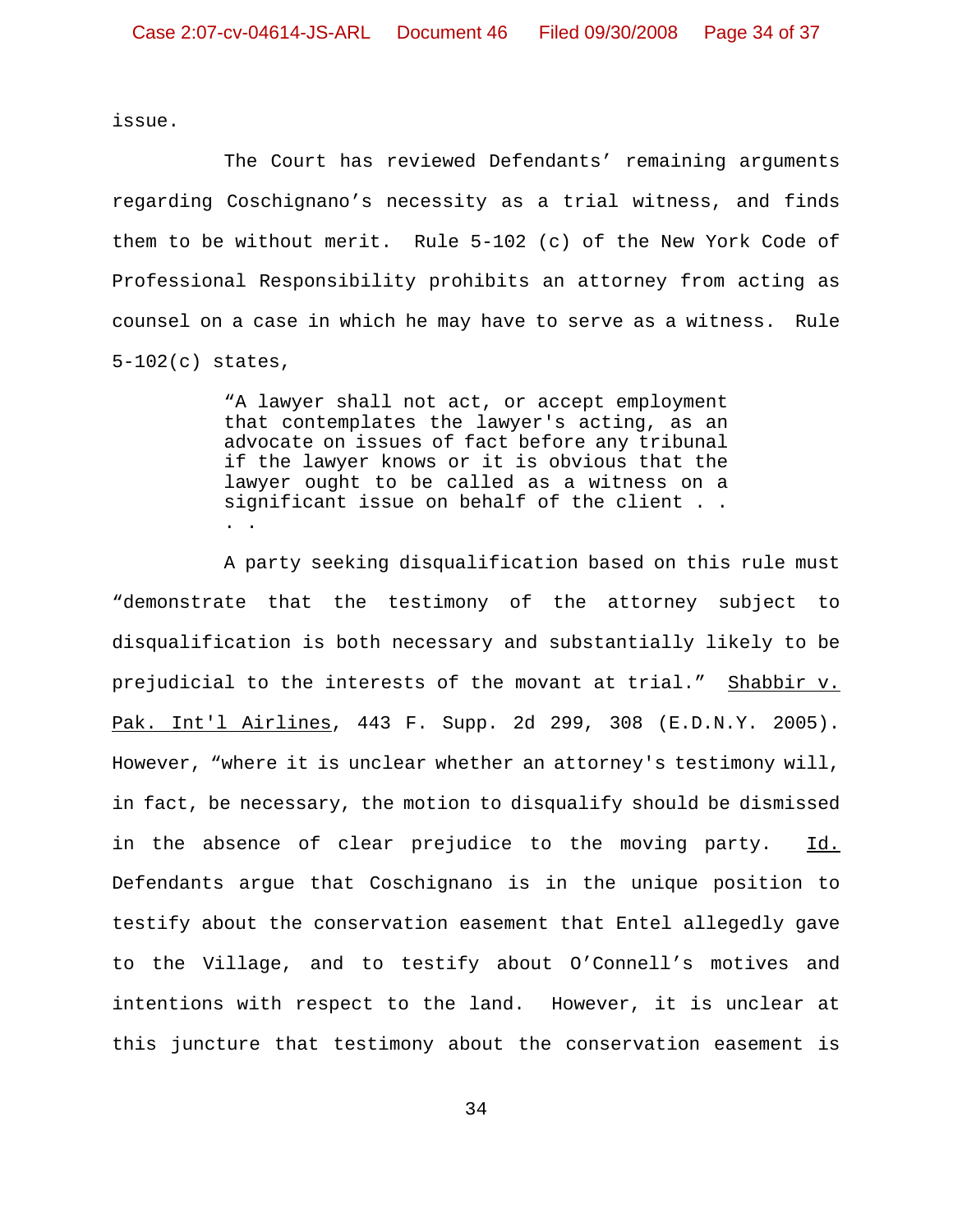issue.

The Court has reviewed Defendants' remaining arguments regarding Coschignano's necessity as a trial witness, and finds them to be without merit. Rule 5-102 (c) of the New York Code of Professional Responsibility prohibits an attorney from acting as counsel on a case in which he may have to serve as a witness. Rule 5-102(c) states,

> "A lawyer shall not act, or accept employment that contemplates the lawyer's acting, as an advocate on issues of fact before any tribunal if the lawyer knows or it is obvious that the lawyer ought to be called as a witness on a significant issue on behalf of the client . . . .

A party seeking disqualification based on this rule must "demonstrate that the testimony of the attorney subject to disqualification is both necessary and substantially likely to be prejudicial to the interests of the movant at trial." Shabbir v. Pak. Int'l Airlines, 443 F. Supp. 2d 299, 308 (E.D.N.Y. 2005). However, "where it is unclear whether an attorney's testimony will, in fact, be necessary, the motion to disqualify should be dismissed in the absence of clear prejudice to the moving party. Id. Defendants argue that Coschignano is in the unique position to testify about the conservation easement that Entel allegedly gave to the Village, and to testify about O'Connell's motives and intentions with respect to the land. However, it is unclear at this juncture that testimony about the conservation easement is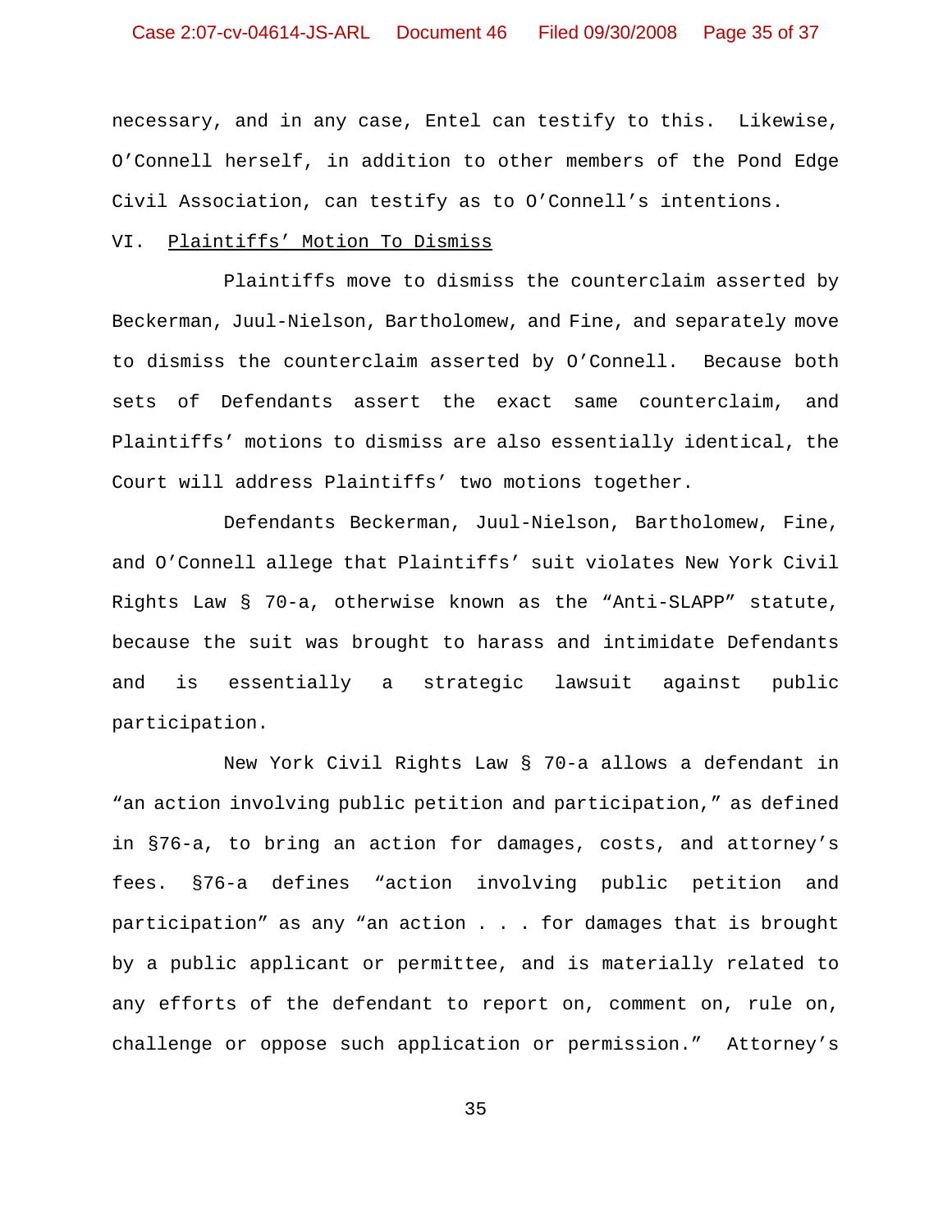necessary, and in any case, Entel can testify to this. Likewise, O'Connell herself, in addition to other members of the Pond Edge Civil Association, can testify as to O'Connell's intentions.

## VI. Plaintiffs' Motion To Dismiss

Plaintiffs move to dismiss the counterclaim asserted by Beckerman, Juul-Nielson, Bartholomew, and Fine, and separately move to dismiss the counterclaim asserted by O'Connell. Because both sets of Defendants assert the exact same counterclaim, and Plaintiffs' motions to dismiss are also essentially identical, the Court will address Plaintiffs' two motions together.

Defendants Beckerman, Juul-Nielson, Bartholomew, Fine, and O'Connell allege that Plaintiffs' suit violates New York Civil Rights Law § 70-a, otherwise known as the "Anti-SLAPP" statute, because the suit was brought to harass and intimidate Defendants and is essentially a strategic lawsuit against public participation.

New York Civil Rights Law § 70-a allows a defendant in "an action involving public petition and participation," as defined in §76-a, to bring an action for damages, costs, and attorney's fees. §76-a defines "action involving public petition and participation" as any "an action . . . for damages that is brought by a public applicant or permittee, and is materially related to any efforts of the defendant to report on, comment on, rule on, challenge or oppose such application or permission." Attorney's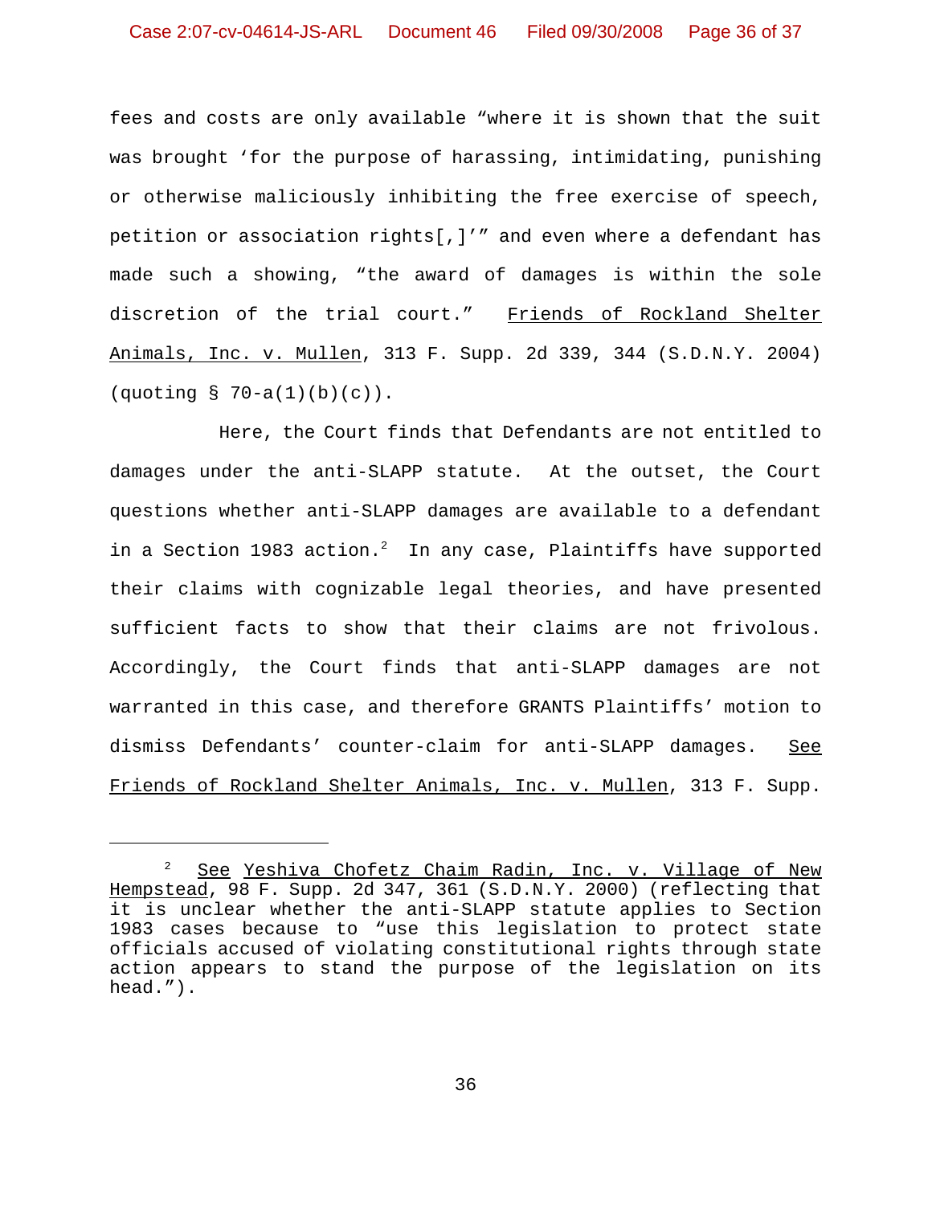fees and costs are only available "where it is shown that the suit was brought 'for the purpose of harassing, intimidating, punishing or otherwise maliciously inhibiting the free exercise of speech, petition or association rights[,]'" and even where a defendant has made such a showing, "the award of damages is within the sole discretion of the trial court." Friends of Rockland Shelter Animals, Inc. v. Mullen, 313 F. Supp. 2d 339, 344 (S.D.N.Y. 2004) (quoting § 70-a(1)(b)(c)).

Here, the Court finds that Defendants are not entitled to damages under the anti-SLAPP statute. At the outset, the Court questions whether anti-SLAPP damages are available to a defendant in a Section 1983 action.[2] In any case, Plaintiffs have supported their claims with cognizable legal theories, and have presented sufficient facts to show that their claims are not frivolous. Accordingly, the Court finds that anti-SLAPP damages are not warranted in this case, and therefore GRANTS Plaintiffs' motion to dismiss Defendants' counter-claim for anti-SLAPP damages. See Friends of Rockland Shelter Animals, Inc. v. Mullen, 313 F. Supp.

---

[2] See Yeshiva Chofetz Chaim Radin, Inc. v. Village of New Hempstead, 98 F. Supp. 2d 347, 361 (S.D.N.Y. 2000) (reflecting that it is unclear whether the anti-SLAPP statute applies to Section 1983 cases because to "use this legislation to protect state officials accused of violating constitutional rights through state action appears to stand the purpose of the legislation on its head.").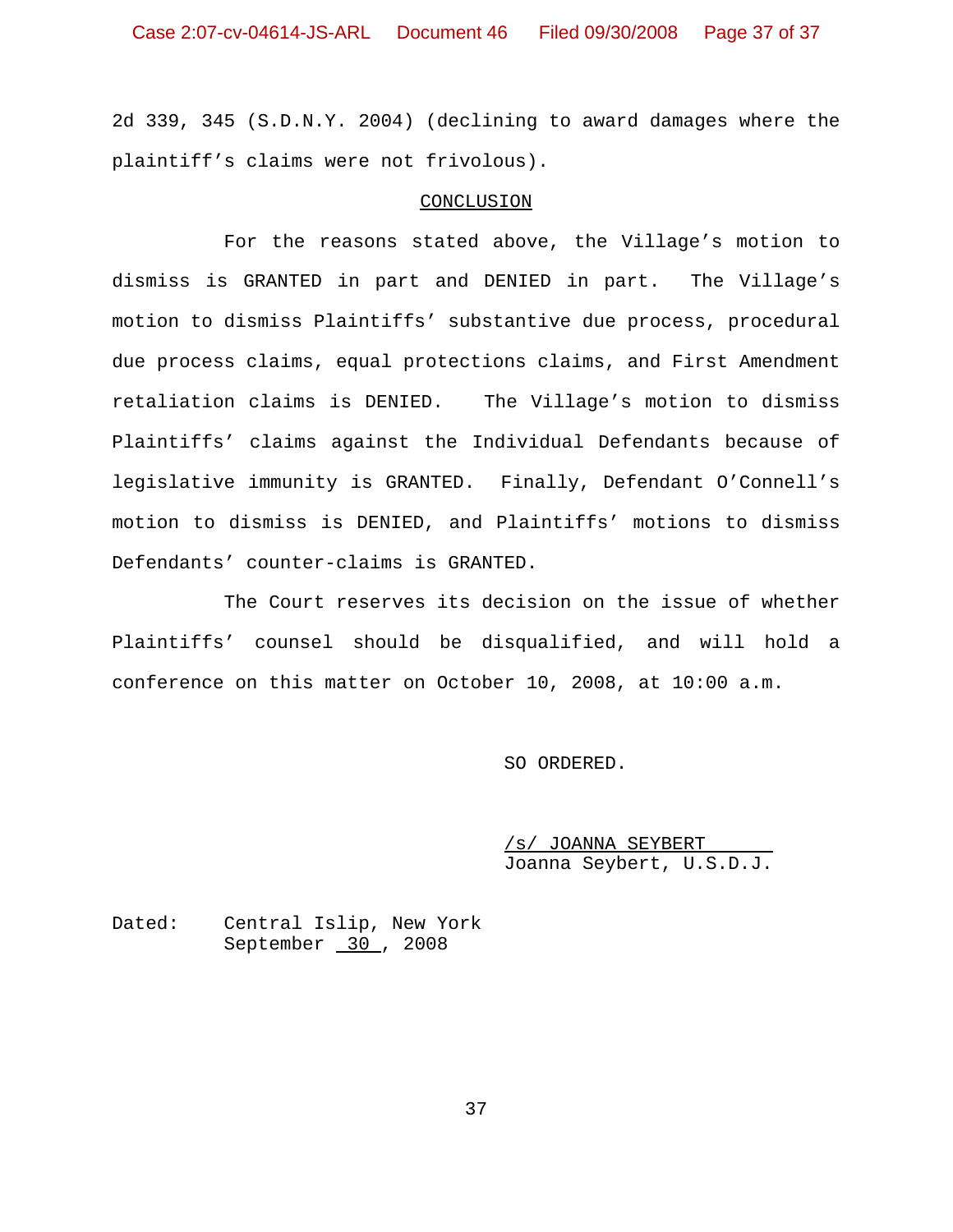2d 339, 345 (S.D.N.Y. 2004) (declining to award damages where the plaintiff's claims were not frivolous).

## CONCLUSION

For the reasons stated above, the Village's motion to dismiss is GRANTED in part and DENIED in part. The Village's motion to dismiss Plaintiffs' substantive due process, procedural due process claims, equal protections claims, and First Amendment retaliation claims is DENIED. The Village's motion to dismiss Plaintiffs' claims against the Individual Defendants because of legislative immunity is GRANTED. Finally, Defendant O'Connell's motion to dismiss is DENIED, and Plaintiffs' motions to dismiss Defendants' counter-claims is GRANTED.

The Court reserves its decision on the issue of whether Plaintiffs' counsel should be disqualified, and will hold a conference on this matter on October 10, 2008, at 10:00 a.m.

SO ORDERED.

/s/ JOANNA SEYBERT
Joanna Seybert, U.S.D.J.

Dated: Central Islip, New York
September 30 , 2008